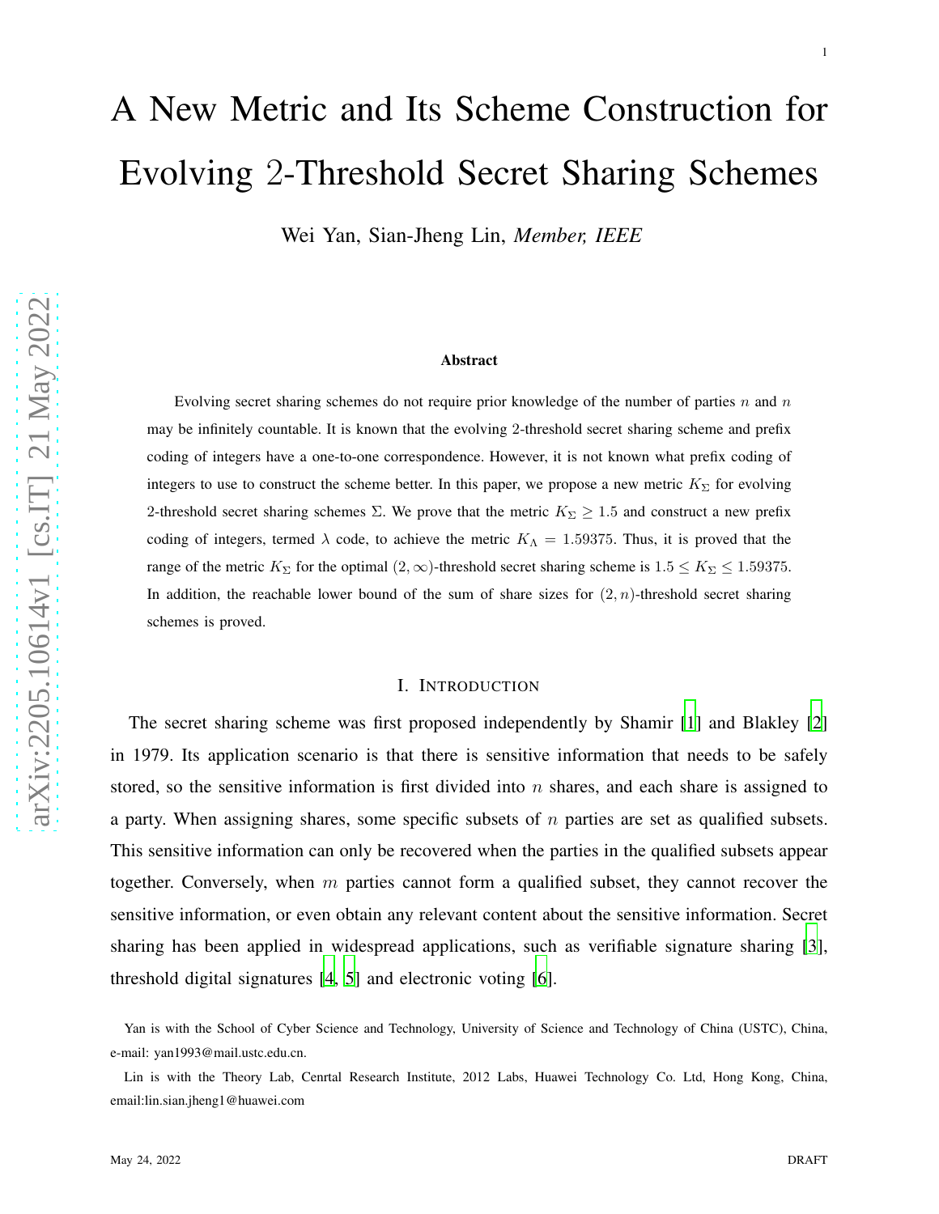# A New Metric and Its Scheme Construction for Evolving 2-Threshold Secret Sharing Schemes

Wei Yan, Sian-Jheng Lin, *Member, IEEE*

### Abstract

Evolving secret sharing schemes do not require prior knowledge of the number of parties $n$ and $n$ may be infinitely countable. It is known that the evolving 2-threshold secret sharing scheme and prefix coding of integers have a one-to-one correspondence. However, it is not known what prefix coding of integers to use to construct the scheme better. In this paper, we propose a new metric $K_\Sigma$ for evolving 2-threshold secret sharing schemes $\Sigma$. We prove that the metric $K_\Sigma \geq 1.5$ and construct a new prefix coding of integers, termed $\lambda$ code, to achieve the metric $K_\Lambda = 1.59375$. Thus, it is proved that the range of the metric $K_\Sigma$ for the optimal $(2, \infty)$-threshold secret sharing scheme is $1.5 \leq K_\Sigma \leq 1.59375$. In addition, the reachable lower bound of the sum of share sizes for $(2, n)$-threshold secret sharing schemes is proved.

## I. Introduction

The secret sharing scheme was first proposed independently by Shamir [1] and Blakley [2] in 1979. Its application scenario is that there is sensitive information that needs to be safely stored, so the sensitive information is first divided into $n$ shares, and each share is assigned to a party. When assigning shares, some specific subsets of $n$ parties are set as qualified subsets. This sensitive information can only be recovered when the parties in the qualified subsets appear together. Conversely, when $m$ parties cannot form a qualified subset, they cannot recover the sensitive information, or even obtain any relevant content about the sensitive information. Secret sharing has been applied in widespread applications, such as verifiable signature sharing [3], threshold digital signatures [4, 5] and electronic voting [6].

Yan is with the School of Cyber Science and Technology, University of Science and Technology of China (USTC), China, e-mail: yan1993@mail.ustc.edu.cn.

Lin is with the Theory Lab, Cenrtal Research Institute, 2012 Labs, Huawei Technology Co. Ltd, Hong Kong, China, email:lin.sian.jheng1@huawei.com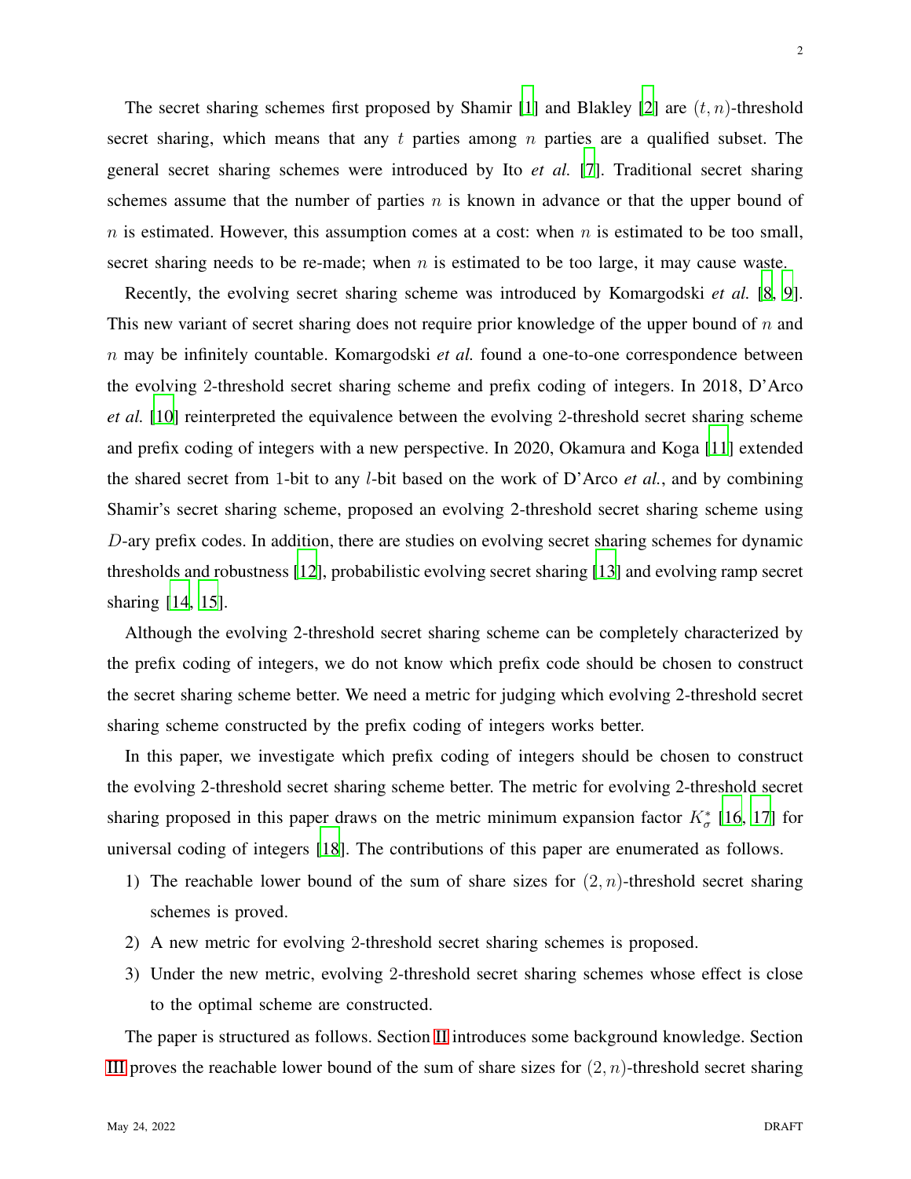The secret sharing schemes first proposed by Shamir [1] and Blakley [2] are $(t, n)$-threshold secret sharing, which means that any $t$ parties among $n$ parties are a qualified subset. The general secret sharing schemes were introduced by Ito *et al.* [7]. Traditional secret sharing schemes assume that the number of parties $n$ is known in advance or that the upper bound of $n$ is estimated. However, this assumption comes at a cost: when $n$ is estimated to be too small, secret sharing needs to be re-made; when $n$ is estimated to be too large, it may cause waste.

Recently, the evolving secret sharing scheme was introduced by Komargodski *et al.* [8, 9]. This new variant of secret sharing does not require prior knowledge of the upper bound of $n$ and $n$ may be infinitely countable. Komargodski *et al.* found a one-to-one correspondence between the evolving 2-threshold secret sharing scheme and prefix coding of integers. In 2018, D'Arco *et al.* [10] reinterpreted the equivalence between the evolving 2-threshold secret sharing scheme and prefix coding of integers with a new perspective. In 2020, Okamura and Koga [11] extended the shared secret from 1-bit to any $l$-bit based on the work of D'Arco *et al.*, and by combining Shamir's secret sharing scheme, proposed an evolving 2-threshold secret sharing scheme using $D$-ary prefix codes. In addition, there are studies on evolving secret sharing schemes for dynamic thresholds and robustness [12], probabilistic evolving secret sharing [13] and evolving ramp secret sharing [14, 15].

Although the evolving 2-threshold secret sharing scheme can be completely characterized by the prefix coding of integers, we do not know which prefix code should be chosen to construct the secret sharing scheme better. We need a metric for judging which evolving 2-threshold secret sharing scheme constructed by the prefix coding of integers works better.

In this paper, we investigate which prefix coding of integers should be chosen to construct the evolving 2-threshold secret sharing scheme better. The metric for evolving 2-threshold secret sharing proposed in this paper draws on the metric minimum expansion factor $K_{\sigma}^{*}$ [16, 17] for universal coding of integers [18]. The contributions of this paper are enumerated as follows.

1) The reachable lower bound of the sum of share sizes for $(2, n)$-threshold secret sharing schemes is proved.
2) A new metric for evolving 2-threshold secret sharing schemes is proposed.
3) Under the new metric, evolving 2-threshold secret sharing schemes whose effect is close to the optimal scheme are constructed.

The paper is structured as follows. Section II introduces some background knowledge. Section III proves the reachable lower bound of the sum of share sizes for $(2, n)$-threshold secret sharing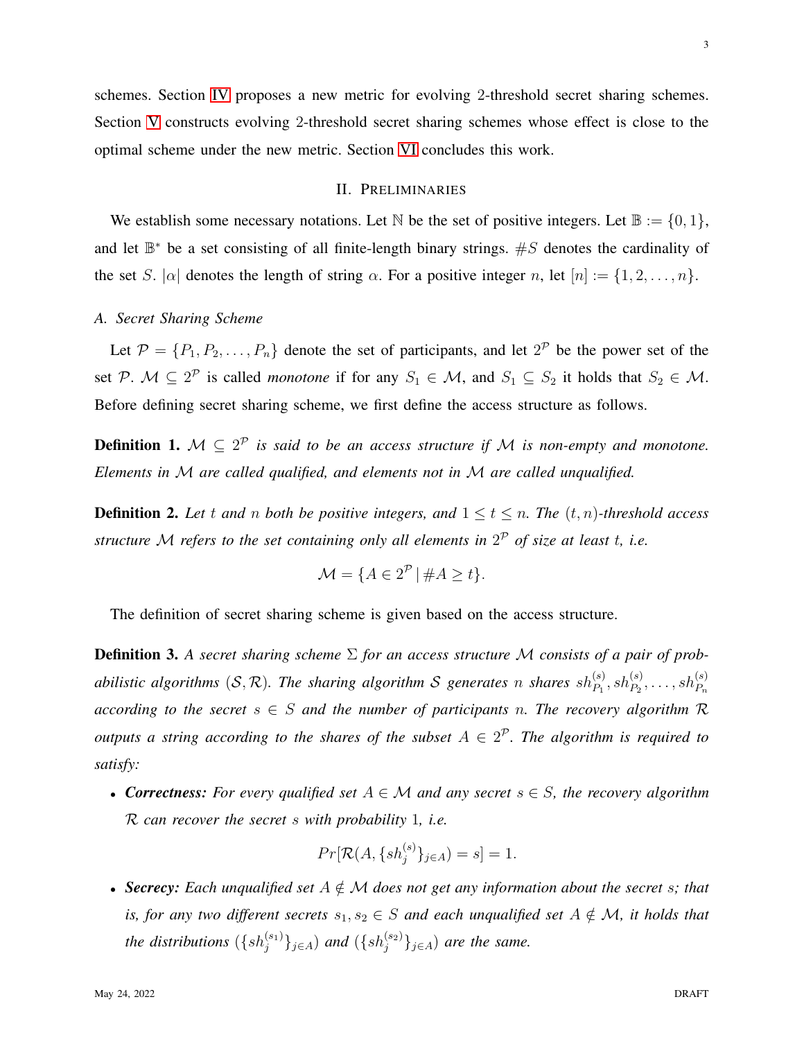schemes. Section IV proposes a new metric for evolving 2-threshold secret sharing schemes. Section V constructs evolving 2-threshold secret sharing schemes whose effect is close to the optimal scheme under the new metric. Section VI concludes this work.

## II. Preliminaries

We establish some necessary notations. Let $\mathbb{N}$ be the set of positive integers. Let $\mathbb{B} := \{0, 1\}$, and let $\mathbb{B}^*$ be a set consisting of all finite-length binary strings. $\#S$ denotes the cardinality of the set $S$. $|\alpha|$ denotes the length of string $\alpha$. For a positive integer $n$, let $[n] := \{1, 2, \ldots, n\}$.

### A. Secret Sharing Scheme

Let $\mathcal{P} = \{P_1, P_2, \ldots, P_n\}$ denote the set of participants, and let $2^{\mathcal{P}}$ be the power set of the set $\mathcal{P}$. $\mathcal{M} \subseteq 2^{\mathcal{P}}$ is called *monotone* if for any $S_1 \in \mathcal{M}$, and $S_1 \subseteq S_2$ it holds that $S_2 \in \mathcal{M}$. Before defining secret sharing scheme, we first define the access structure as follows.

**Definition 1.** *$\mathcal{M} \subseteq 2^{\mathcal{P}}$ is said to be an access structure if $\mathcal{M}$ is non-empty and monotone. Elements in $\mathcal{M}$ are called qualified, and elements not in $\mathcal{M}$ are called unqualified.*

**Definition 2.** *Let $t$ and $n$ both be positive integers, and $1 \leq t \leq n$. The $(t, n)$-threshold access structure $\mathcal{M}$ refers to the set containing only all elements in $2^{\mathcal{P}}$ of size at least $t$, i.e.*

$$\mathcal{M} = \{A \in 2^{\mathcal{P}} \,|\, \#A \geq t\}.$$

The definition of secret sharing scheme is given based on the access structure.

**Definition 3.** *A secret sharing scheme $\Sigma$ for an access structure $\mathcal{M}$ consists of a pair of probabilistic algorithms $(\mathcal{S}, \mathcal{R})$. The sharing algorithm $\mathcal{S}$ generates $n$ shares $sh_{P_1}^{(s)}, sh_{P_2}^{(s)}, \ldots, sh_{P_n}^{(s)}$ according to the secret $s \in S$ and the number of participants $n$. The recovery algorithm $\mathcal{R}$ outputs a string according to the shares of the subset $A \in 2^{\mathcal{P}}$. The algorithm is required to satisfy:*

- ***Correctness:*** *For every qualified set $A \in \mathcal{M}$ and any secret $s \in S$, the recovery algorithm $\mathcal{R}$ can recover the secret $s$ with probability $1$, i.e.*

$$Pr[\mathcal{R}(A, \{sh_j^{(s)}\}_{j \in A}) = s] = 1.$$

- ***Secrecy:*** *Each unqualified set $A \notin \mathcal{M}$ does not get any information about the secret $s$; that is, for any two different secrets $s_1, s_2 \in S$ and each unqualified set $A \notin \mathcal{M}$, it holds that the distributions $(\{sh_j^{(s_1)}\}_{j \in A})$ and $(\{sh_j^{(s_2)}\}_{j \in A})$ are the same.*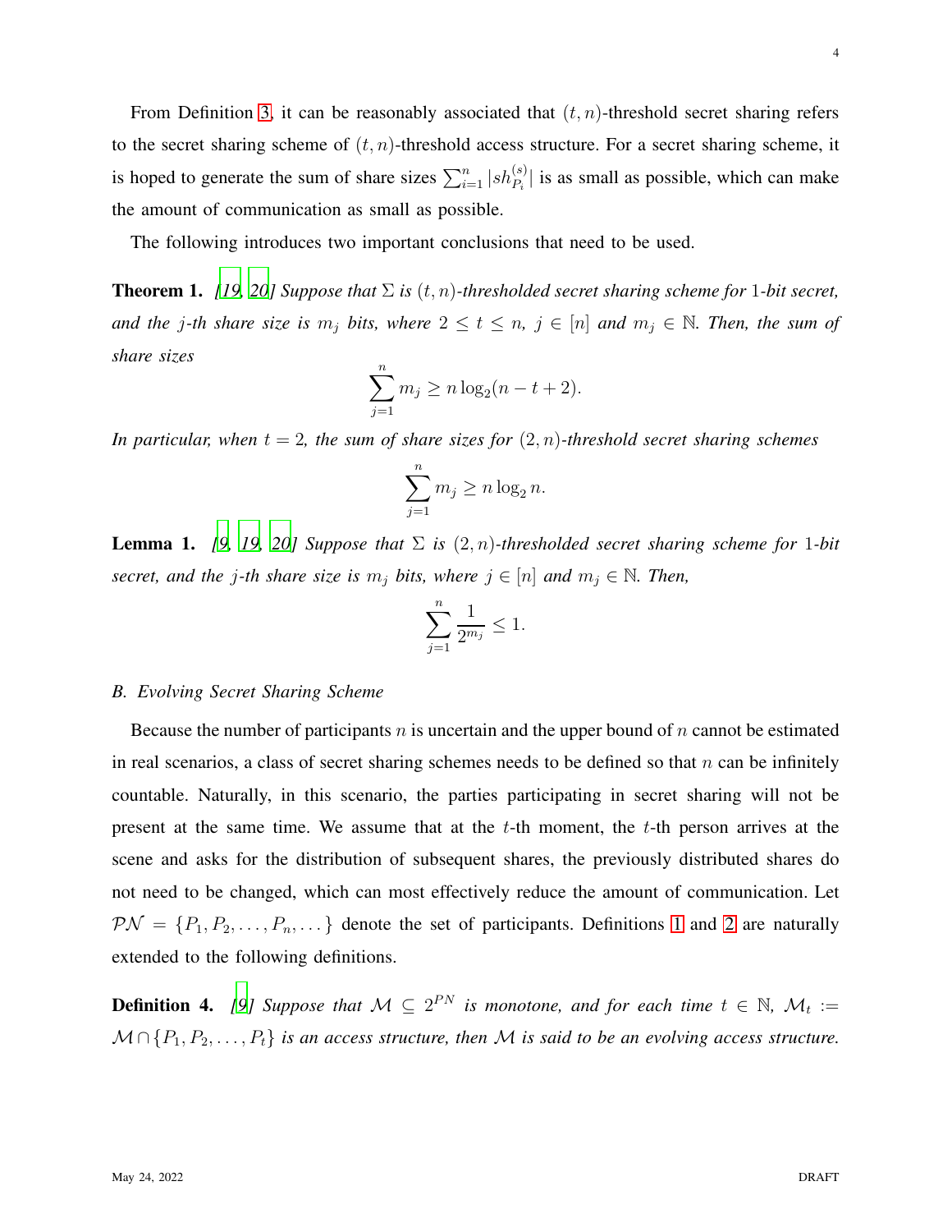From Definition 3, it can be reasonably associated that $(t, n)$-threshold secret sharing refers to the secret sharing scheme of $(t, n)$-threshold access structure. For a secret sharing scheme, it is hoped to generate the sum of share sizes $\sum_{i=1}^{n} |sh_{P_i}^{(s)}|$ is as small as possible, which can make the amount of communication as small as possible.

The following introduces two important conclusions that need to be used.

**Theorem 1.** *[19, 20] Suppose that $\Sigma$ is $(t, n)$-thresholded secret sharing scheme for 1-bit secret, and the $j$-th share size is $m_j$ bits, where $2 \leq t \leq n$, $j \in [n]$ and $m_j \in \mathbb{N}$. Then, the sum of share sizes*

$$\sum_{j=1}^{n} m_j \geq n \log_2(n - t + 2).$$

*In particular, when $t = 2$, the sum of share sizes for $(2, n)$-threshold secret sharing schemes*

$$\sum_{j=1}^{n} m_j \geq n \log_2 n.$$

**Lemma 1.** *[9, 19, 20] Suppose that $\Sigma$ is $(2, n)$-thresholded secret sharing scheme for 1-bit secret, and the $j$-th share size is $m_j$ bits, where $j \in [n]$ and $m_j \in \mathbb{N}$. Then,*

$$\sum_{j=1}^{n} \frac{1}{2^{m_j}} \leq 1.$$

### B. Evolving Secret Sharing Scheme

Because the number of participants $n$ is uncertain and the upper bound of $n$ cannot be estimated in real scenarios, a class of secret sharing schemes needs to be defined so that $n$ can be infinitely countable. Naturally, in this scenario, the parties participating in secret sharing will not be present at the same time. We assume that at the $t$-th moment, the $t$-th person arrives at the scene and asks for the distribution of subsequent shares, the previously distributed shares do not need to be changed, which can most effectively reduce the amount of communication. Let $\mathcal{PN} = \{P_1, P_2, \ldots, P_n, \ldots\}$ denote the set of participants. Definitions 1 and 2 are naturally extended to the following definitions.

**Definition 4.** *[9] Suppose that $\mathcal{M} \subseteq 2^{PN}$ is monotone, and for each time $t \in \mathbb{N}$, $\mathcal{M}_t := \mathcal{M} \cap \{P_1, P_2, \ldots, P_t\}$ is an access structure, then $\mathcal{M}$ is said to be an evolving access structure.*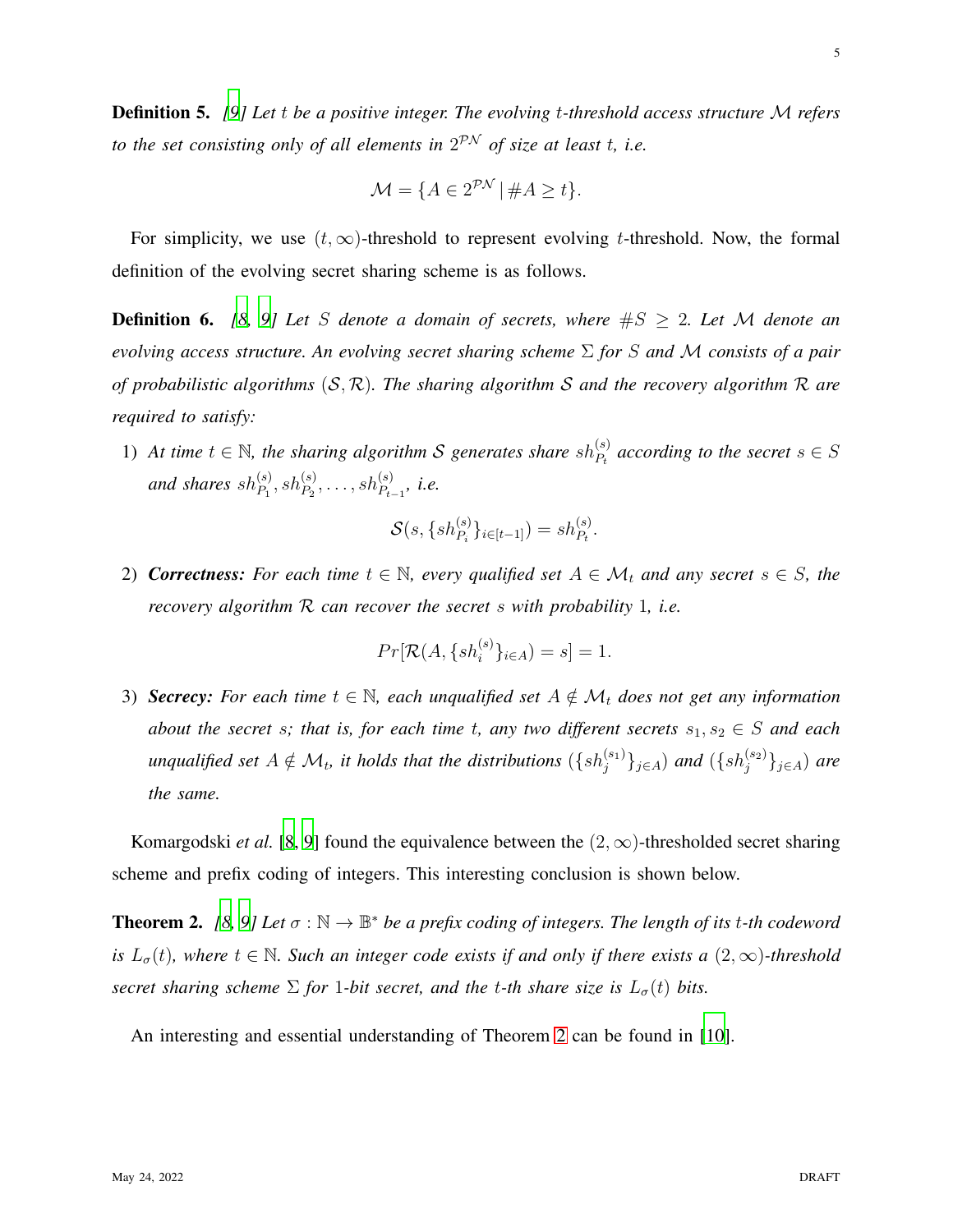**Definition 5.** *[9] Let $t$ be a positive integer. The evolving $t$-threshold access structure $\mathcal{M}$ refers to the set consisting only of all elements in $2^{\mathcal{PN}}$ of size at least $t$, i.e.*

$$\mathcal{M} = \{A \in 2^{\mathcal{PN}} \,|\, \#A \geq t\}.$$

For simplicity, we use $(t, \infty)$-threshold to represent evolving $t$-threshold. Now, the formal definition of the evolving secret sharing scheme is as follows.

**Definition 6.** *[8, 9] Let $S$ denote a domain of secrets, where $\#S \geq 2$. Let $\mathcal{M}$ denote an evolving access structure. An evolving secret sharing scheme $\Sigma$ for $S$ and $\mathcal{M}$ consists of a pair of probabilistic algorithms $(\mathcal{S}, \mathcal{R})$. The sharing algorithm $\mathcal{S}$ and the recovery algorithm $\mathcal{R}$ are required to satisfy:*

1) *At time $t \in \mathbb{N}$, the sharing algorithm $\mathcal{S}$ generates share $sh_{P_t}^{(s)}$ according to the secret $s \in S$ and shares $sh_{P_1}^{(s)}, sh_{P_2}^{(s)}, \ldots, sh_{P_{t-1}}^{(s)}$, i.e.*

$$\mathcal{S}(s, \{sh_{P_i}^{(s)}\}_{i \in [t-1]}) = sh_{P_t}^{(s)}.$$

2) ***Correctness:*** *For each time $t \in \mathbb{N}$, every qualified set $A \in \mathcal{M}_t$ and any secret $s \in S$, the recovery algorithm $\mathcal{R}$ can recover the secret $s$ with probability $1$, i.e.*

$$Pr[\mathcal{R}(A, \{sh_i^{(s)}\}_{i \in A}) = s] = 1.$$

3) ***Secrecy:*** *For each time $t \in \mathbb{N}$, each unqualified set $A \notin \mathcal{M}_t$ does not get any information about the secret $s$; that is, for each time $t$, any two different secrets $s_1, s_2 \in S$ and each unqualified set $A \notin \mathcal{M}_t$, it holds that the distributions $(\{sh_j^{(s_1)}\}_{j \in A})$ and $(\{sh_j^{(s_2)}\}_{j \in A})$ are the same.*

Komargodski *et al.* [8, 9] found the equivalence between the $(2, \infty)$-thresholded secret sharing scheme and prefix coding of integers. This interesting conclusion is shown below.

**Theorem 2.** *[8, 9] Let $\sigma : \mathbb{N} \to \mathbb{B}^*$ be a prefix coding of integers. The length of its $t$-th codeword is $L_\sigma(t)$, where $t \in \mathbb{N}$. Such an integer code exists if and only if there exists a $(2, \infty)$-threshold secret sharing scheme $\Sigma$ for $1$-bit secret, and the $t$-th share size is $L_\sigma(t)$ bits.*

An interesting and essential understanding of Theorem 2 can be found in [10].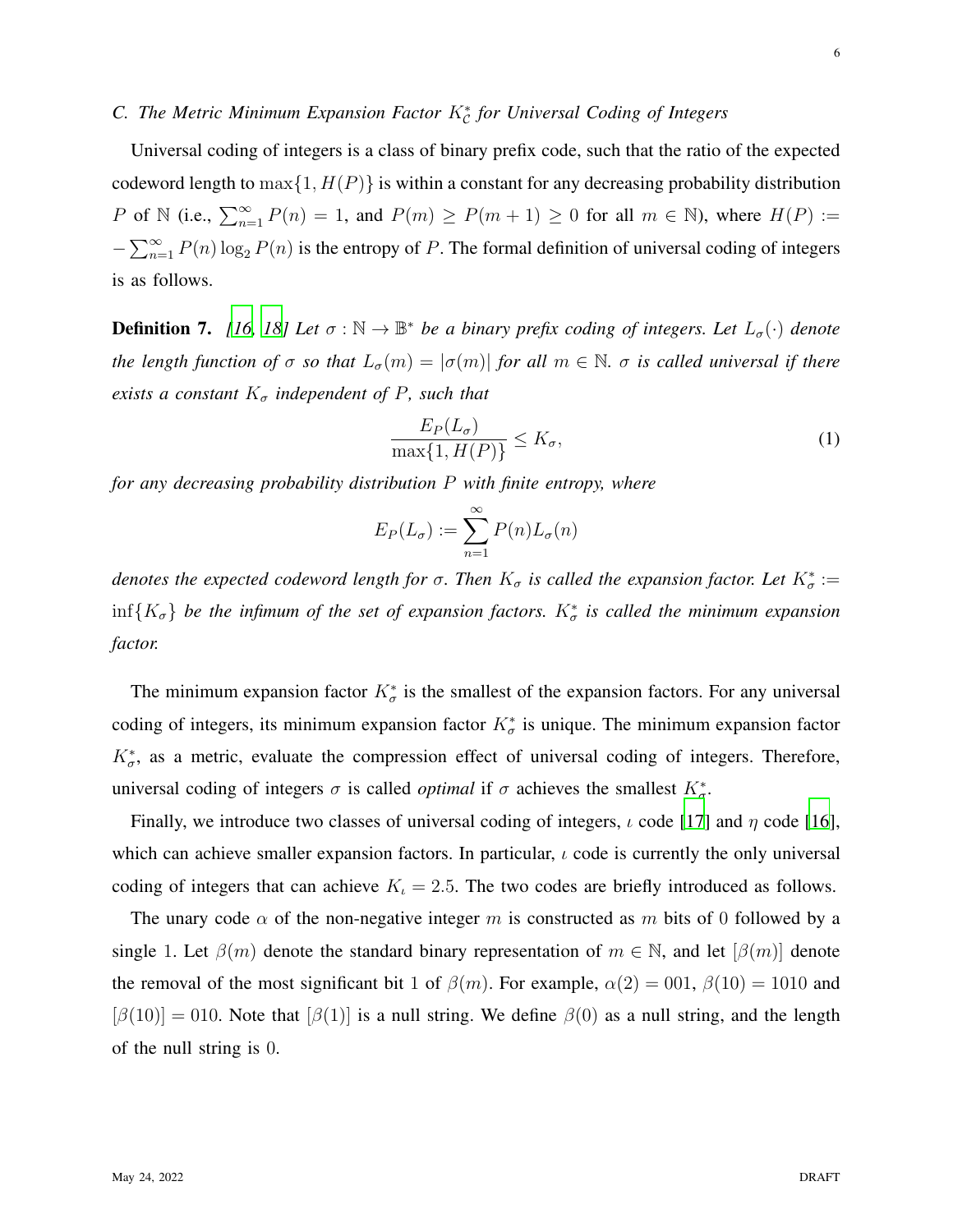### C. The Metric Minimum Expansion Factor $K_{\mathcal{C}}^*$ for Universal Coding of Integers

Universal coding of integers is a class of binary prefix code, such that the ratio of the expected codeword length to $\max\{1, H(P)\}$ is within a constant for any decreasing probability distribution $P$ of $\mathbb{N}$ (i.e., $\sum_{n=1}^{\infty} P(n) = 1$, and $P(m) \geq P(m+1) \geq 0$ for all $m \in \mathbb{N}$), where $H(P) := -\sum_{n=1}^{\infty} P(n) \log_2 P(n)$ is the entropy of $P$. The formal definition of universal coding of integers is as follows.

**Definition 7.** *[16, 18] Let $\sigma : \mathbb{N} \to \mathbb{B}^*$ be a binary prefix coding of integers. Let $L_\sigma(\cdot)$ denote the length function of $\sigma$ so that $L_\sigma(m) = |\sigma(m)|$ for all $m \in \mathbb{N}$. $\sigma$ is called universal if there exists a constant $K_\sigma$ independent of $P$, such that*

$$\frac{E_P(L_\sigma)}{\max\{1, H(P)\}} \leq K_\sigma, \tag{1}$$

*for any decreasing probability distribution $P$ with finite entropy, where*

$$E_P(L_\sigma) := \sum_{n=1}^{\infty} P(n) L_\sigma(n)$$

*denotes the expected codeword length for $\sigma$. Then $K_\sigma$ is called the expansion factor. Let $K_\sigma^* := \inf\{K_\sigma\}$ be the infimum of the set of expansion factors. $K_\sigma^*$ is called the minimum expansion factor.*

The minimum expansion factor $K_\sigma^*$ is the smallest of the expansion factors. For any universal coding of integers, its minimum expansion factor $K_\sigma^*$ is unique. The minimum expansion factor $K_\sigma^*$, as a metric, evaluate the compression effect of universal coding of integers. Therefore, universal coding of integers $\sigma$ is called *optimal* if $\sigma$ achieves the smallest $K_\sigma^*$.

Finally, we introduce two classes of universal coding of integers, $\iota$ code [17] and $\eta$ code [16], which can achieve smaller expansion factors. In particular, $\iota$ code is currently the only universal coding of integers that can achieve $K_\iota = 2.5$. The two codes are briefly introduced as follows.

The unary code $\alpha$ of the non-negative integer $m$ is constructed as $m$ bits of $0$ followed by a single $1$. Let $\beta(m)$ denote the standard binary representation of $m \in \mathbb{N}$, and let $[\beta(m)]$ denote the removal of the most significant bit $1$ of $\beta(m)$. For example, $\alpha(2) = 001$, $\beta(10) = 1010$ and $[\beta(10)] = 010$. Note that $[\beta(1)]$ is a null string. We define $\beta(0)$ as a null string, and the length of the null string is $0$.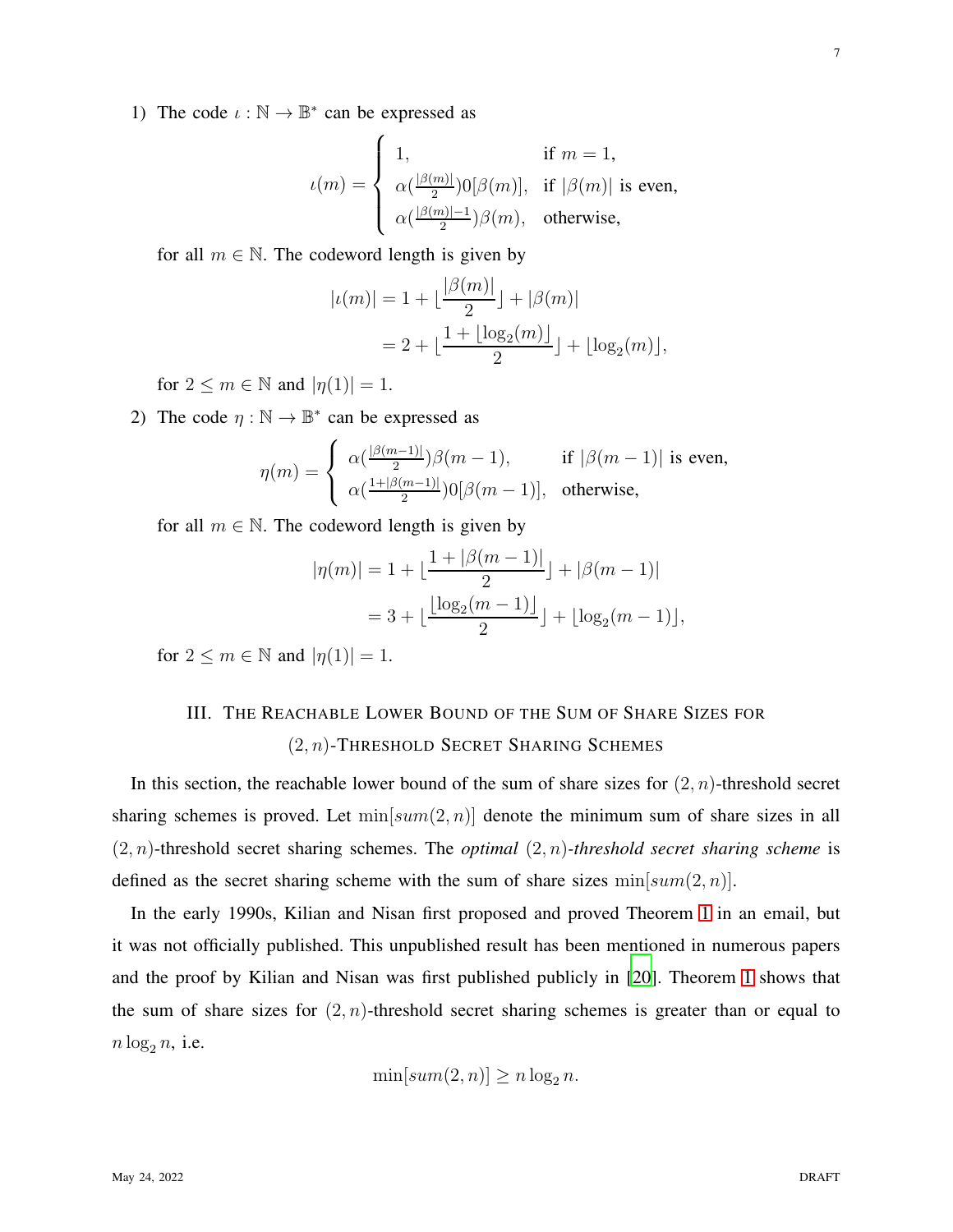1) The code $\iota : \mathbb{N} \to \mathbb{B}^*$ can be expressed as

$$\iota(m) = \begin{cases} 1, & \text{if } m = 1, \\ \alpha(\frac{|\beta(m)|}{2})0[\beta(m)], & \text{if } |\beta(m)| \text{ is even}, \\ \alpha(\frac{|\beta(m)|-1}{2})\beta(m), & \text{otherwise}, \end{cases}$$

for all $m \in \mathbb{N}$. The codeword length is given by

$$\begin{aligned} |\iota(m)| &= 1 + \lfloor \frac{|\beta(m)|}{2} \rfloor + |\beta(m)| \\ &= 2 + \lfloor \frac{1 + \lfloor \log_2(m) \rfloor}{2} \rfloor + \lfloor \log_2(m) \rfloor, \end{aligned}$$

for $2 \leq m \in \mathbb{N}$ and $|\eta(1)| = 1$.

2) The code $\eta : \mathbb{N} \to \mathbb{B}^*$ can be expressed as

$$\eta(m) = \begin{cases} \alpha(\frac{|\beta(m-1)|}{2})\beta(m-1), & \text{if } |\beta(m-1)| \text{ is even}, \\ \alpha(\frac{1+|\beta(m-1)|}{2})0[\beta(m-1)], & \text{otherwise}, \end{cases}$$

for all $m \in \mathbb{N}$. The codeword length is given by

$$\begin{aligned} |\eta(m)| &= 1 + \lfloor \frac{1 + |\beta(m-1)|}{2} \rfloor + |\beta(m-1)| \\ &= 3 + \lfloor \frac{\lfloor \log_2(m-1) \rfloor}{2} \rfloor + \lfloor \log_2(m-1) \rfloor, \end{aligned}$$

for $2 \leq m \in \mathbb{N}$ and $|\eta(1)| = 1$.

## III. The Reachable Lower Bound of the Sum of Share Sizes for $(2, n)$-Threshold Secret Sharing Schemes

In this section, the reachable lower bound of the sum of share sizes for $(2, n)$-threshold secret sharing schemes is proved. Let $\min[sum(2, n)]$ denote the minimum sum of share sizes in all $(2, n)$-threshold secret sharing schemes. The *optimal* $(2, n)$*-threshold secret sharing scheme* is defined as the secret sharing scheme with the sum of share sizes $\min[sum(2, n)]$.

In the early 1990s, Kilian and Nisan first proposed and proved Theorem 1 in an email, but it was not officially published. This unpublished result has been mentioned in numerous papers and the proof by Kilian and Nisan was first published publicly in [20]. Theorem 1 shows that the sum of share sizes for $(2, n)$-threshold secret sharing schemes is greater than or equal to $n \log_2 n$, i.e.

$$\min[sum(2, n)] \geq n \log_2 n.$$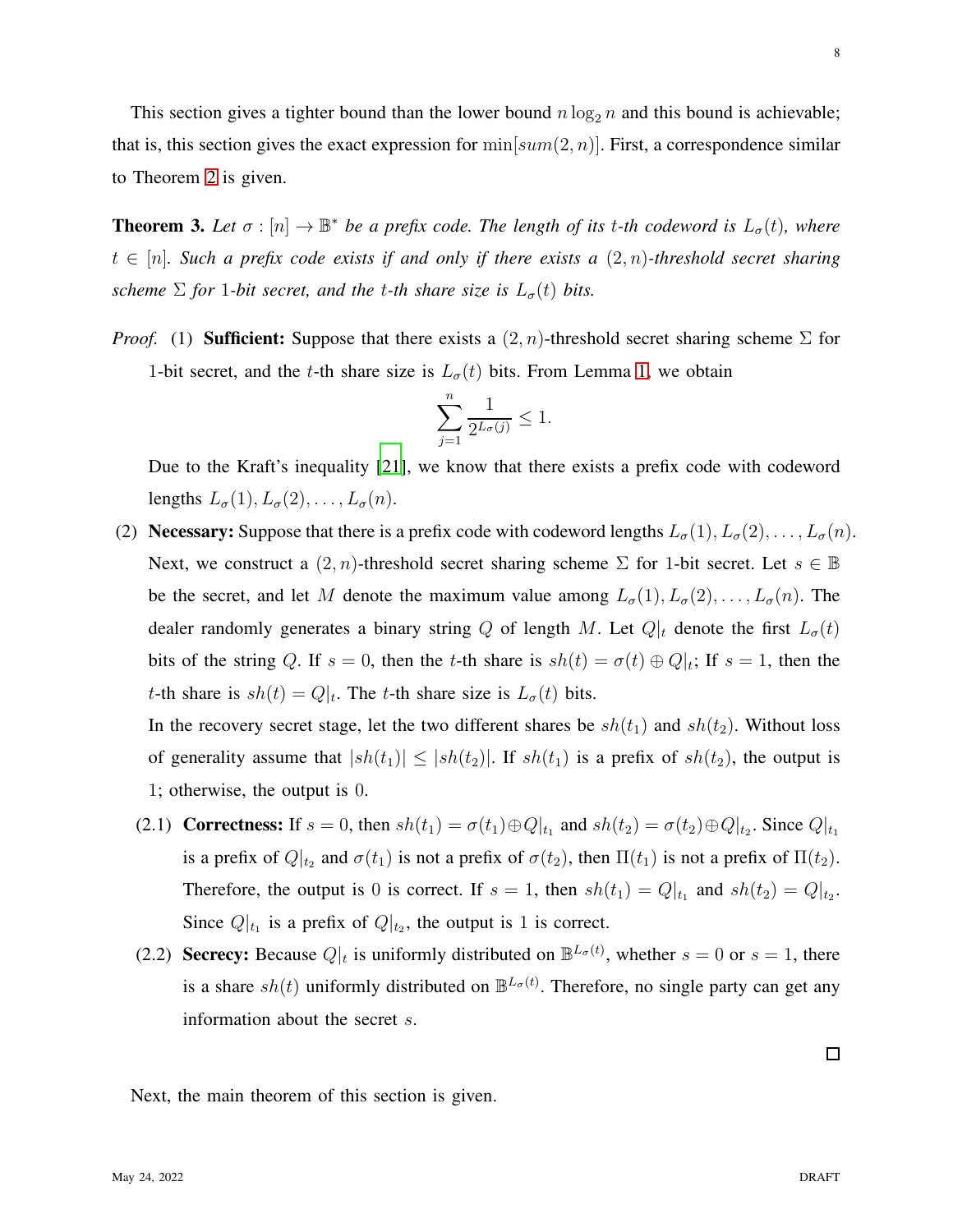This section gives a tighter bound than the lower bound $n \log_2 n$ and this bound is achievable; that is, this section gives the exact expression for $\min[sum(2, n)]$. First, a correspondence similar to Theorem 2 is given.

**Theorem 3.** *Let $\sigma : [n] \to \mathbb{B}^*$ be a prefix code. The length of its $t$-th codeword is $L_\sigma(t)$, where $t \in [n]$. Such a prefix code exists if and only if there exists a $(2, n)$-threshold secret sharing scheme $\Sigma$ for 1-bit secret, and the $t$-th share size is $L_\sigma(t)$ bits.*

*Proof.* (1) **Sufficient:** Suppose that there exists a $(2, n)$-threshold secret sharing scheme $\Sigma$ for 1-bit secret, and the $t$-th share size is $L_\sigma(t)$ bits. From Lemma 1, we obtain

$$\sum_{j=1}^{n} \frac{1}{2^{L_\sigma(j)}} \leq 1.$$

Due to the Kraft's inequality [21], we know that there exists a prefix code with codeword lengths $L_\sigma(1), L_\sigma(2), \ldots, L_\sigma(n)$.

(2) **Necessary:** Suppose that there is a prefix code with codeword lengths $L_\sigma(1), L_\sigma(2), \ldots, L_\sigma(n)$. Next, we construct a $(2, n)$-threshold secret sharing scheme $\Sigma$ for 1-bit secret. Let $s \in \mathbb{B}$ be the secret, and let $M$ denote the maximum value among $L_\sigma(1), L_\sigma(2), \ldots, L_\sigma(n)$. The dealer randomly generates a binary string $Q$ of length $M$. Let $Q|_t$ denote the first $L_\sigma(t)$ bits of the string $Q$. If $s = 0$, then the $t$-th share is $sh(t) = \sigma(t) \oplus Q|_t$; If $s = 1$, then the $t$-th share is $sh(t) = Q|_t$. The $t$-th share size is $L_\sigma(t)$ bits.

In the recovery secret stage, let the two different shares be $sh(t_1)$ and $sh(t_2)$. Without loss of generality assume that $|sh(t_1)| \leq |sh(t_2)|$. If $sh(t_1)$ is a prefix of $sh(t_2)$, the output is 1; otherwise, the output is 0.

(2.1) **Correctness:** If $s = 0$, then $sh(t_1) = \sigma(t_1) \oplus Q|_{t_1}$ and $sh(t_2) = \sigma(t_2) \oplus Q|_{t_2}$. Since $Q|_{t_1}$ is a prefix of $Q|_{t_2}$ and $\sigma(t_1)$ is not a prefix of $\sigma(t_2)$, then $\Pi(t_1)$ is not a prefix of $\Pi(t_2)$. Therefore, the output is 0 is correct. If $s = 1$, then $sh(t_1) = Q|_{t_1}$ and $sh(t_2) = Q|_{t_2}$. Since $Q|_{t_1}$ is a prefix of $Q|_{t_2}$, the output is 1 is correct.

(2.2) **Secrecy:** Because $Q|_t$ is uniformly distributed on $\mathbb{B}^{L_\sigma(t)}$, whether $s = 0$ or $s = 1$, there is a share $sh(t)$ uniformly distributed on $\mathbb{B}^{L_\sigma(t)}$. Therefore, no single party can get any information about the secret $s$.

□

Next, the main theorem of this section is given.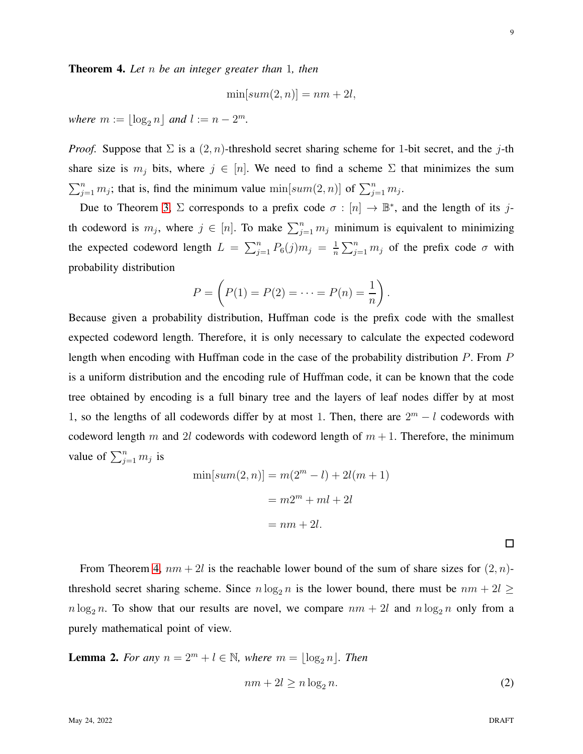**Theorem 4.** *Let $n$ be an integer greater than $1$, then*

$$\min[sum(2,n)] = nm + 2l,$$

*where $m := \lfloor \log_2 n \rfloor$ and $l := n - 2^m$.*

*Proof.* Suppose that $\Sigma$ is a $(2,n)$-threshold secret sharing scheme for 1-bit secret, and the $j$-th share size is $m_j$ bits, where $j \in [n]$. We need to find a scheme $\Sigma$ that minimizes the sum $\sum_{j=1}^{n} m_j$; that is, find the minimum value $\min[sum(2,n)]$ of $\sum_{j=1}^{n} m_j$.

Due to Theorem 3, $\Sigma$ corresponds to a prefix code $\sigma : [n] \to \mathbb{B}^*$, and the length of its $j$-th codeword is $m_j$, where $j \in [n]$. To make $\sum_{j=1}^{n} m_j$ minimum is equivalent to minimizing the expected codeword length $L = \sum_{j=1}^{n} P_6(j) m_j = \frac{1}{n}\sum_{j=1}^{n} m_j$ of the prefix code $\sigma$ with probability distribution

$$P = \left( P(1) = P(2) = \cdots = P(n) = \frac{1}{n} \right).$$

Because given a probability distribution, Huffman code is the prefix code with the smallest expected codeword length. Therefore, it is only necessary to calculate the expected codeword length when encoding with Huffman code in the case of the probability distribution $P$. From $P$ is a uniform distribution and the encoding rule of Huffman code, it can be known that the code tree obtained by encoding is a full binary tree and the layers of leaf nodes differ by at most 1, so the lengths of all codewords differ by at most 1. Then, there are $2^m - l$ codewords with codeword length $m$ and $2l$ codewords with codeword length of $m+1$. Therefore, the minimum value of $\sum_{j=1}^{n} m_j$ is

$$\begin{aligned}
\min[sum(2,n)] &= m(2^m - l) + 2l(m+1) \\
&= m2^m + ml + 2l \\
&= nm + 2l.
\end{aligned}$$

□

From Theorem 4, $nm + 2l$ is the reachable lower bound of the sum of share sizes for $(2,n)$-threshold secret sharing scheme. Since $n \log_2 n$ is the lower bound, there must be $nm + 2l \geq n \log_2 n$. To show that our results are novel, we compare $nm + 2l$ and $n \log_2 n$ only from a purely mathematical point of view.

**Lemma 2.** *For any $n = 2^m + l \in \mathbb{N}$, where $m = \lfloor \log_2 n \rfloor$. Then*

$$nm + 2l \geq n \log_2 n. \tag{2}$$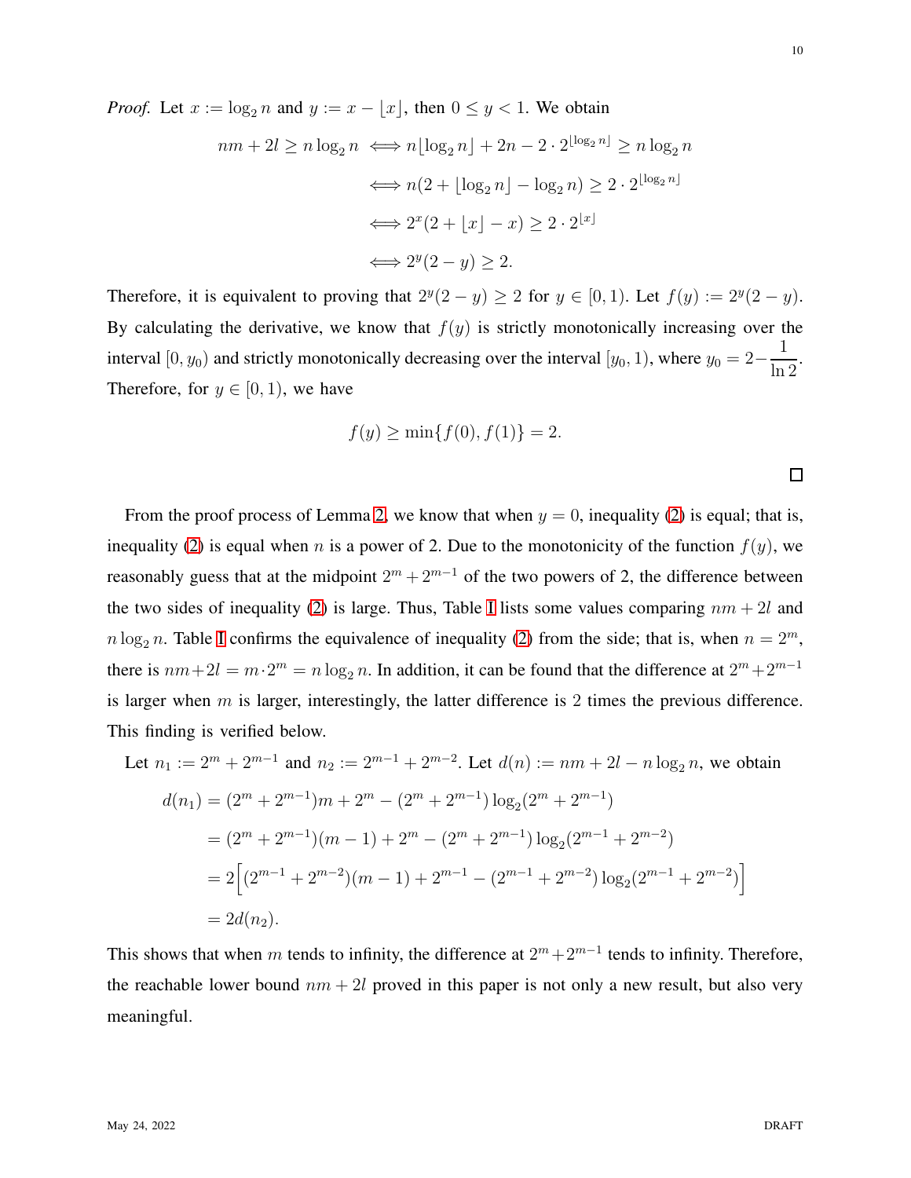*Proof.* Let $x := \log_2 n$ and $y := x - \lfloor x \rfloor$, then $0 \le y < 1$. We obtain

$$
\begin{aligned}
nm + 2l \ge n\log_2 n &\iff n\lfloor \log_2 n \rfloor + 2n - 2 \cdot 2^{\lfloor \log_2 n \rfloor} \ge n\log_2 n \\
&\iff n(2 + \lfloor \log_2 n \rfloor - \log_2 n) \ge 2 \cdot 2^{\lfloor \log_2 n \rfloor} \\
&\iff 2^x(2 + \lfloor x \rfloor - x) \ge 2 \cdot 2^{\lfloor x \rfloor} \\
&\iff 2^y(2 - y) \ge 2.
\end{aligned}
$$

Therefore, it is equivalent to proving that $2^y(2-y) \ge 2$ for $y \in [0, 1)$. Let $f(y) := 2^y(2-y)$. By calculating the derivative, we know that $f(y)$ is strictly monotonically increasing over the interval $[0, y_0)$ and strictly monotonically decreasing over the interval $[y_0, 1)$, where $y_0 = 2 - \dfrac{1}{\ln 2}$. Therefore, for $y \in [0, 1)$, we have

$$
f(y) \ge \min\{f(0), f(1)\} = 2.
$$

□

From the proof process of Lemma 2, we know that when $y = 0$, inequality (2) is equal; that is, inequality (2) is equal when $n$ is a power of 2. Due to the monotonicity of the function $f(y)$, we reasonably guess that at the midpoint $2^m + 2^{m-1}$ of the two powers of 2, the difference between the two sides of inequality (2) is large. Thus, Table I lists some values comparing $nm + 2l$ and $n\log_2 n$. Table I confirms the equivalence of inequality (2) from the side; that is, when $n = 2^m$, there is $nm + 2l = m \cdot 2^m = n\log_2 n$. In addition, it can be found that the difference at $2^m + 2^{m-1}$ is larger when $m$ is larger, interestingly, the latter difference is 2 times the previous difference. This finding is verified below.

Let $n_1 := 2^m + 2^{m-1}$ and $n_2 := 2^{m-1} + 2^{m-2}$. Let $d(n) := nm + 2l - n\log_2 n$, we obtain

$$
\begin{aligned}
d(n_1) &= (2^m + 2^{m-1})m + 2^m - (2^m + 2^{m-1})\log_2(2^m + 2^{m-1}) \\
&= (2^m + 2^{m-1})(m-1) + 2^m - (2^m + 2^{m-1})\log_2(2^{m-1} + 2^{m-2}) \\
&= 2\Big[(2^{m-1} + 2^{m-2})(m-1) + 2^{m-1} - (2^{m-1} + 2^{m-2})\log_2(2^{m-1} + 2^{m-2})\Big] \\
&= 2d(n_2).
\end{aligned}
$$

This shows that when $m$ tends to infinity, the difference at $2^m + 2^{m-1}$ tends to infinity. Therefore, the reachable lower bound $nm + 2l$ proved in this paper is not only a new result, but also very meaningful.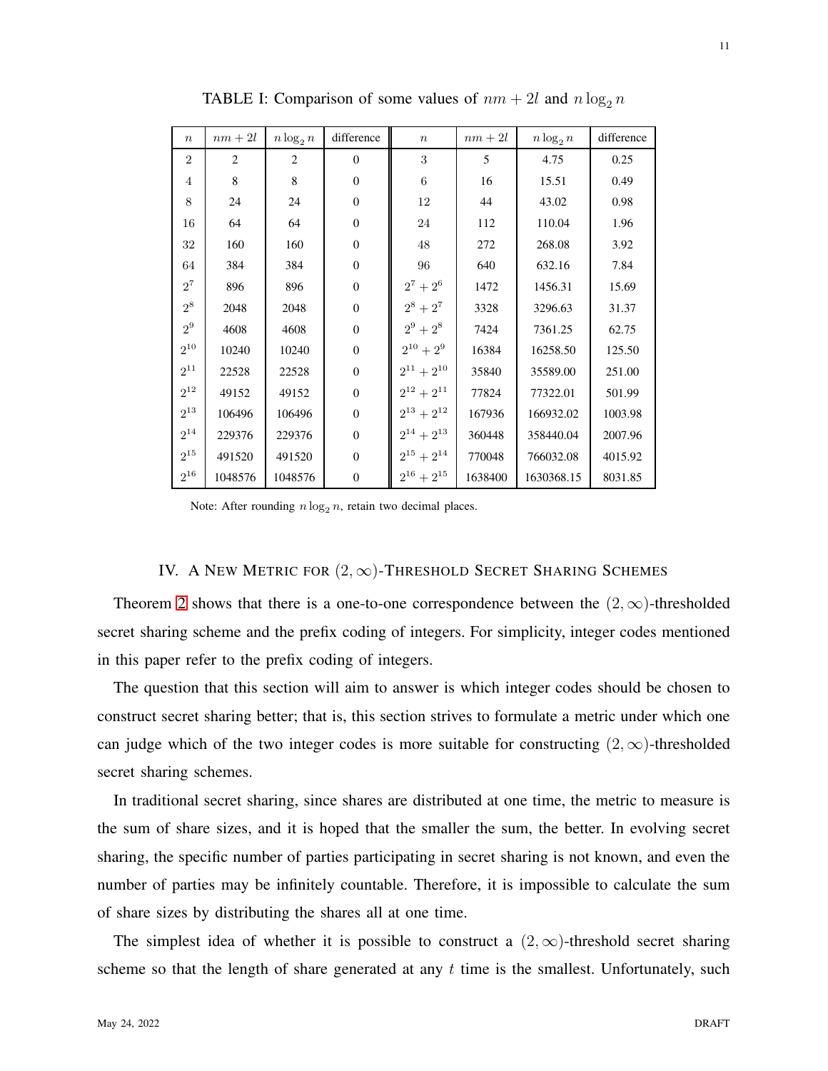TABLE I: Comparison of some values of $nm + 2l$ and $n \log_2 n$

| $n$ | $nm + 2l$ | $n \log_2 n$ | difference | $n$ | $nm + 2l$ | $n \log_2 n$ | difference |
|---|---|---|---|---|---|---|---|
| $2$ | 2 | 2 | 0 | 3 | 5 | 4.75 | 0.25 |
| $4$ | 8 | 8 | 0 | 6 | 16 | 15.51 | 0.49 |
| $8$ | 24 | 24 | 0 | 12 | 44 | 43.02 | 0.98 |
| $16$ | 64 | 64 | 0 | 24 | 112 | 110.04 | 1.96 |
| $32$ | 160 | 160 | 0 | 48 | 272 | 268.08 | 3.92 |
| $64$ | 384 | 384 | 0 | 96 | 640 | 632.16 | 7.84 |
| $2^7$ | 896 | 896 | 0 | $2^7 + 2^6$ | 1472 | 1456.31 | 15.69 |
| $2^8$ | 2048 | 2048 | 0 | $2^8 + 2^7$ | 3328 | 3296.63 | 31.37 |
| $2^9$ | 4608 | 4608 | 0 | $2^9 + 2^8$ | 7424 | 7361.25 | 62.75 |
| $2^{10}$ | 10240 | 10240 | 0 | $2^{10} + 2^9$ | 16384 | 16258.50 | 125.50 |
| $2^{11}$ | 22528 | 22528 | 0 | $2^{11} + 2^{10}$ | 35840 | 35589.00 | 251.00 |
| $2^{12}$ | 49152 | 49152 | 0 | $2^{12} + 2^{11}$ | 77824 | 77322.01 | 501.99 |
| $2^{13}$ | 106496 | 106496 | 0 | $2^{13} + 2^{12}$ | 167936 | 166932.02 | 1003.98 |
| $2^{14}$ | 229376 | 229376 | 0 | $2^{14} + 2^{13}$ | 360448 | 358440.04 | 2007.96 |
| $2^{15}$ | 491520 | 491520 | 0 | $2^{15} + 2^{14}$ | 770048 | 766032.08 | 4015.92 |
| $2^{16}$ | 1048576 | 1048576 | 0 | $2^{16} + 2^{15}$ | 1638400 | 1630368.15 | 8031.85 |

Note: After rounding $n \log_2 n$, retain two decimal places.

## IV. A New Metric for $(2, \infty)$-Threshold Secret Sharing Schemes

Theorem 2 shows that there is a one-to-one correspondence between the $(2, \infty)$-thresholded secret sharing scheme and the prefix coding of integers. For simplicity, integer codes mentioned in this paper refer to the prefix coding of integers.

The question that this section will aim to answer is which integer codes should be chosen to construct secret sharing better; that is, this section strives to formulate a metric under which one can judge which of the two integer codes is more suitable for constructing $(2, \infty)$-thresholded secret sharing schemes.

In traditional secret sharing, since shares are distributed at one time, the metric to measure is the sum of share sizes, and it is hoped that the smaller the sum, the better. In evolving secret sharing, the specific number of parties participating in secret sharing is not known, and even the number of parties may be infinitely countable. Therefore, it is impossible to calculate the sum of share sizes by distributing the shares all at one time.

The simplest idea of whether it is possible to construct a $(2, \infty)$-threshold secret sharing scheme so that the length of share generated at any $t$ time is the smallest. Unfortunately, such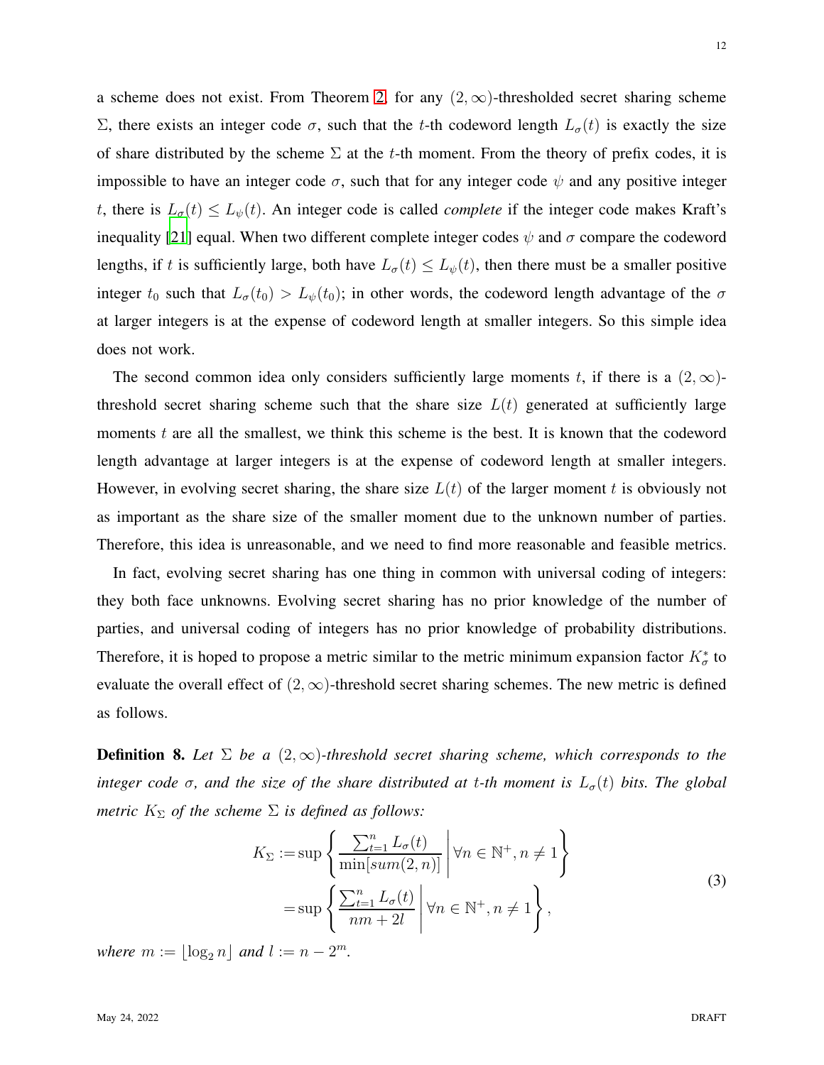a scheme does not exist. From Theorem 2, for any $(2,\infty)$-thresholded secret sharing scheme $\Sigma$, there exists an integer code $\sigma$, such that the $t$-th codeword length $L_\sigma(t)$ is exactly the size of share distributed by the scheme $\Sigma$ at the $t$-th moment. From the theory of prefix codes, it is impossible to have an integer code $\sigma$, such that for any integer code $\psi$ and any positive integer $t$, there is $L_\sigma(t) \leq L_\psi(t)$. An integer code is called *complete* if the integer code makes Kraft's inequality [21] equal. When two different complete integer codes $\psi$ and $\sigma$ compare the codeword lengths, if $t$ is sufficiently large, both have $L_\sigma(t) \leq L_\psi(t)$, then there must be a smaller positive integer $t_0$ such that $L_\sigma(t_0) > L_\psi(t_0)$; in other words, the codeword length advantage of the $\sigma$ at larger integers is at the expense of codeword length at smaller integers. So this simple idea does not work.

The second common idea only considers sufficiently large moments $t$, if there is a $(2,\infty)$-threshold secret sharing scheme such that the share size $L(t)$ generated at sufficiently large moments $t$ are all the smallest, we think this scheme is the best. It is known that the codeword length advantage at larger integers is at the expense of codeword length at smaller integers. However, in evolving secret sharing, the share size $L(t)$ of the larger moment $t$ is obviously not as important as the share size of the smaller moment due to the unknown number of parties. Therefore, this idea is unreasonable, and we need to find more reasonable and feasible metrics.

In fact, evolving secret sharing has one thing in common with universal coding of integers: they both face unknowns. Evolving secret sharing has no prior knowledge of the number of parties, and universal coding of integers has no prior knowledge of probability distributions. Therefore, it is hoped to propose a metric similar to the metric minimum expansion factor $K_\sigma^*$ to evaluate the overall effect of $(2,\infty)$-threshold secret sharing schemes. The new metric is defined as follows.

**Definition 8.** *Let $\Sigma$ be a $(2,\infty)$-threshold secret sharing scheme, which corresponds to the integer code $\sigma$, and the size of the share distributed at $t$-th moment is $L_\sigma(t)$ bits. The global metric $K_\Sigma$ of the scheme $\Sigma$ is defined as follows:*

$$
\begin{aligned}
K_\Sigma := & \sup\left\{ \frac{\sum_{t=1}^{n} L_\sigma(t)}{\min[sum(2,n)]} \,\middle|\, \forall n \in \mathbb{N}^+, n \neq 1 \right\} \\
= & \sup\left\{ \frac{\sum_{t=1}^{n} L_\sigma(t)}{nm + 2l} \,\middle|\, \forall n \in \mathbb{N}^+, n \neq 1 \right\},
\end{aligned}
\tag{3}
$$

*where $m := \lfloor \log_2 n \rfloor$ and $l := n - 2^m$.*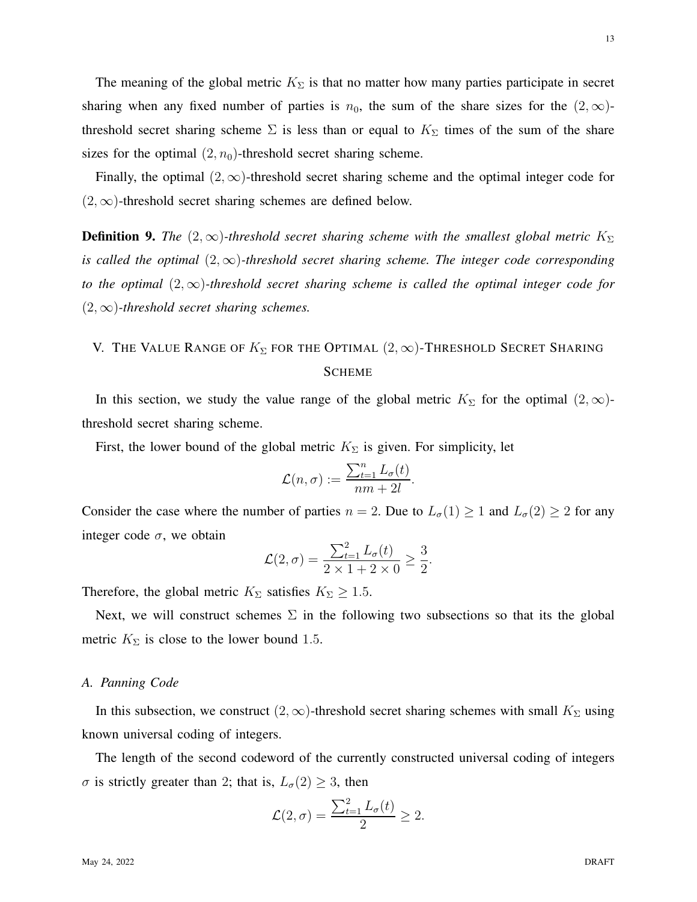The meaning of the global metric $K_\Sigma$ is that no matter how many parties participate in secret sharing when any fixed number of parties is $n_0$, the sum of the share sizes for the $(2,\infty)$-threshold secret sharing scheme $\Sigma$ is less than or equal to $K_\Sigma$ times of the sum of the share sizes for the optimal $(2,n_0)$-threshold secret sharing scheme.

Finally, the optimal $(2,\infty)$-threshold secret sharing scheme and the optimal integer code for $(2,\infty)$-threshold secret sharing schemes are defined below.

**Definition 9.** *The $(2,\infty)$-threshold secret sharing scheme with the smallest global metric $K_\Sigma$ is called the optimal $(2,\infty)$-threshold secret sharing scheme. The integer code corresponding to the optimal $(2,\infty)$-threshold secret sharing scheme is called the optimal integer code for $(2,\infty)$-threshold secret sharing schemes.*

## V. The Value Range of $K_\Sigma$ for the Optimal $(2,\infty)$-Threshold Secret Sharing Scheme

In this section, we study the value range of the global metric $K_\Sigma$ for the optimal $(2,\infty)$-threshold secret sharing scheme.

First, the lower bound of the global metric $K_\Sigma$ is given. For simplicity, let

$$\mathcal{L}(n,\sigma) := \frac{\sum_{t=1}^{n} L_\sigma(t)}{nm+2l}.$$

Consider the case where the number of parties $n=2$. Due to $L_\sigma(1)\geq 1$ and $L_\sigma(2)\geq 2$ for any integer code $\sigma$, we obtain

$$\mathcal{L}(2,\sigma) = \frac{\sum_{t=1}^{2} L_\sigma(t)}{2\times 1 + 2\times 0} \geq \frac{3}{2}.$$

Therefore, the global metric $K_\Sigma$ satisfies $K_\Sigma \geq 1.5$.

Next, we will construct schemes $\Sigma$ in the following two subsections so that its the global metric $K_\Sigma$ is close to the lower bound $1.5$.

### A. Panning Code

In this subsection, we construct $(2,\infty)$-threshold secret sharing schemes with small $K_\Sigma$ using known universal coding of integers.

The length of the second codeword of the currently constructed universal coding of integers $\sigma$ is strictly greater than 2; that is, $L_\sigma(2)\geq 3$, then

$$\mathcal{L}(2,\sigma) = \frac{\sum_{t=1}^{2} L_\sigma(t)}{2} \geq 2.$$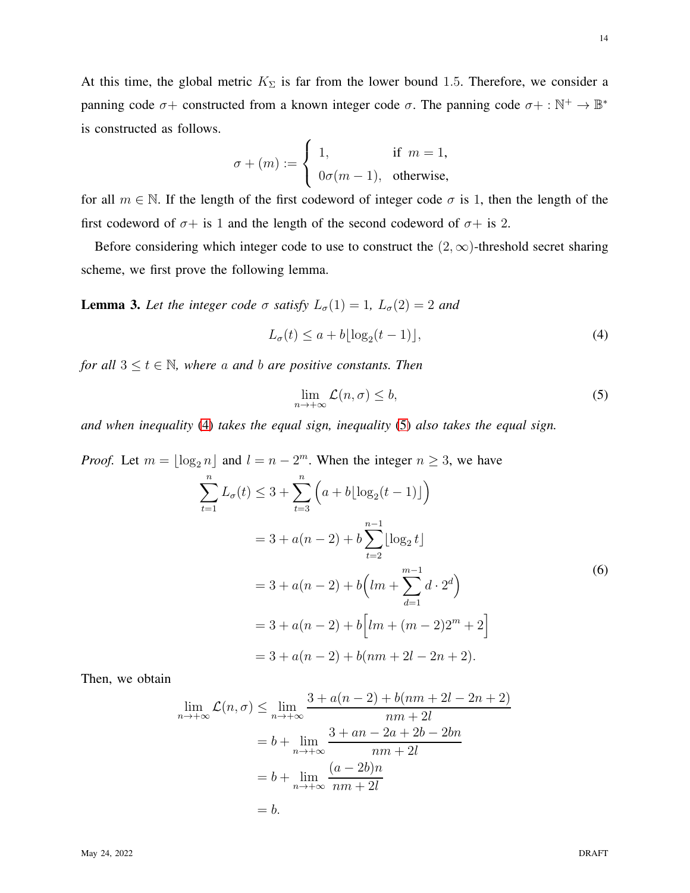At this time, the global metric $K_\Sigma$ is far from the lower bound 1.5. Therefore, we consider a panning code $\sigma+$ constructed from a known integer code $\sigma$. The panning code $\sigma+ : \mathbb{N}^+ \to \mathbb{B}^*$ is constructed as follows.

$$\sigma+(m) := \begin{cases} 1, & \text{if } m = 1, \\ 0\sigma(m-1), & \text{otherwise,} \end{cases}$$

for all $m \in \mathbb{N}$. If the length of the first codeword of integer code $\sigma$ is 1, then the length of the first codeword of $\sigma+$ is 1 and the length of the second codeword of $\sigma+$ is 2.

Before considering which integer code to use to construct the $(2, \infty)$-threshold secret sharing scheme, we first prove the following lemma.

**Lemma 3.** *Let the integer code $\sigma$ satisfy $L_\sigma(1) = 1$, $L_\sigma(2) = 2$ and*

$$L_\sigma(t) \le a + b\lfloor \log_2(t-1) \rfloor, \tag{4}$$

*for all $3 \le t \in \mathbb{N}$, where $a$ and $b$ are positive constants. Then*

$$\lim_{n \to +\infty} \mathcal{L}(n, \sigma) \le b, \tag{5}$$

*and when inequality (4) takes the equal sign, inequality (5) also takes the equal sign.*

*Proof.* Let $m = \lfloor \log_2 n \rfloor$ and $l = n - 2^m$. When the integer $n \ge 3$, we have

$$\begin{aligned}
\sum_{t=1}^{n} L_\sigma(t) &\le 3 + \sum_{t=3}^{n} \Big( a + b\lfloor \log_2(t-1) \rfloor \Big) \\
&= 3 + a(n-2) + b\sum_{t=2}^{n-1} \lfloor \log_2 t \rfloor \\
&= 3 + a(n-2) + b\Big( lm + \sum_{d=1}^{m-1} d \cdot 2^d \Big) \\
&= 3 + a(n-2) + b\Big[ lm + (m-2)2^m + 2 \Big] \\
&= 3 + a(n-2) + b(nm + 2l - 2n + 2).
\end{aligned} \tag{6}$$

Then, we obtain

$$\begin{aligned}
\lim_{n \to +\infty} \mathcal{L}(n, \sigma) &\le \lim_{n \to +\infty} \frac{3 + a(n-2) + b(nm + 2l - 2n + 2)}{nm + 2l} \\
&= b + \lim_{n \to +\infty} \frac{3 + an - 2a + 2b - 2bn}{nm + 2l} \\
&= b + \lim_{n \to +\infty} \frac{(a - 2b)n}{nm + 2l} \\
&= b.
\end{aligned}$$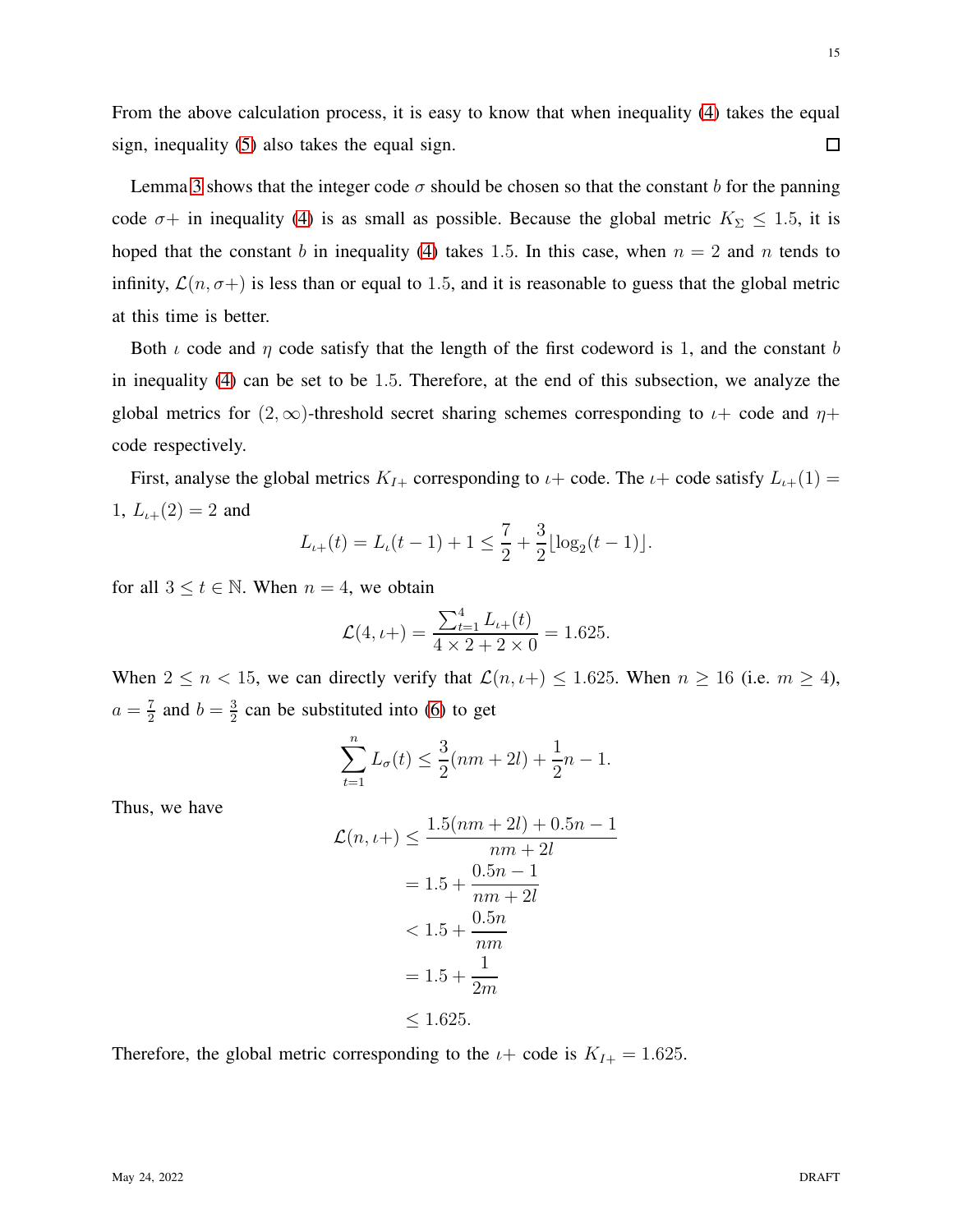From the above calculation process, it is easy to know that when inequality (4) takes the equal sign, inequality (5) also takes the equal sign. □

Lemma 3 shows that the integer code $\sigma$ should be chosen so that the constant $b$ for the panning code $\sigma+$ in inequality (4) is as small as possible. Because the global metric $K_\Sigma \leq 1.5$, it is hoped that the constant $b$ in inequality (4) takes 1.5. In this case, when $n = 2$ and $n$ tends to infinity, $\mathcal{L}(n, \sigma+)$ is less than or equal to 1.5, and it is reasonable to guess that the global metric at this time is better.

Both $\iota$ code and $\eta$ code satisfy that the length of the first codeword is 1, and the constant $b$ in inequality (4) can be set to be 1.5. Therefore, at the end of this subsection, we analyze the global metrics for $(2, \infty)$-threshold secret sharing schemes corresponding to $\iota+$ code and $\eta+$ code respectively.

First, analyse the global metrics $K_{I+}$ corresponding to $\iota+$ code. The $\iota+$ code satisfy $L_{\iota+}(1) = 1$, $L_{\iota+}(2) = 2$ and

$$L_{\iota+}(t) = L_\iota(t-1) + 1 \leq \frac{7}{2} + \frac{3}{2}\lfloor \log_2(t-1) \rfloor.$$

for all $3 \leq t \in \mathbb{N}$. When $n = 4$, we obtain

$$\mathcal{L}(4, \iota+) = \frac{\sum_{t=1}^{4} L_{\iota+}(t)}{4 \times 2 + 2 \times 0} = 1.625.$$

When $2 \leq n < 15$, we can directly verify that $\mathcal{L}(n, \iota+) \leq 1.625$. When $n \geq 16$ (i.e. $m \geq 4$), $a = \frac{7}{2}$ and $b = \frac{3}{2}$ can be substituted into (6) to get

$$\sum_{t=1}^{n} L_\sigma(t) \leq \frac{3}{2}(nm + 2l) + \frac{1}{2}n - 1.$$

Thus, we have

$$\begin{aligned}
\mathcal{L}(n, \iota+) &\leq \frac{1.5(nm + 2l) + 0.5n - 1}{nm + 2l} \\
&= 1.5 + \frac{0.5n - 1}{nm + 2l} \\
&< 1.5 + \frac{0.5n}{nm} \\
&= 1.5 + \frac{1}{2m} \\
&\leq 1.625.
\end{aligned}$$

Therefore, the global metric corresponding to the $\iota+$ code is $K_{I+} = 1.625$.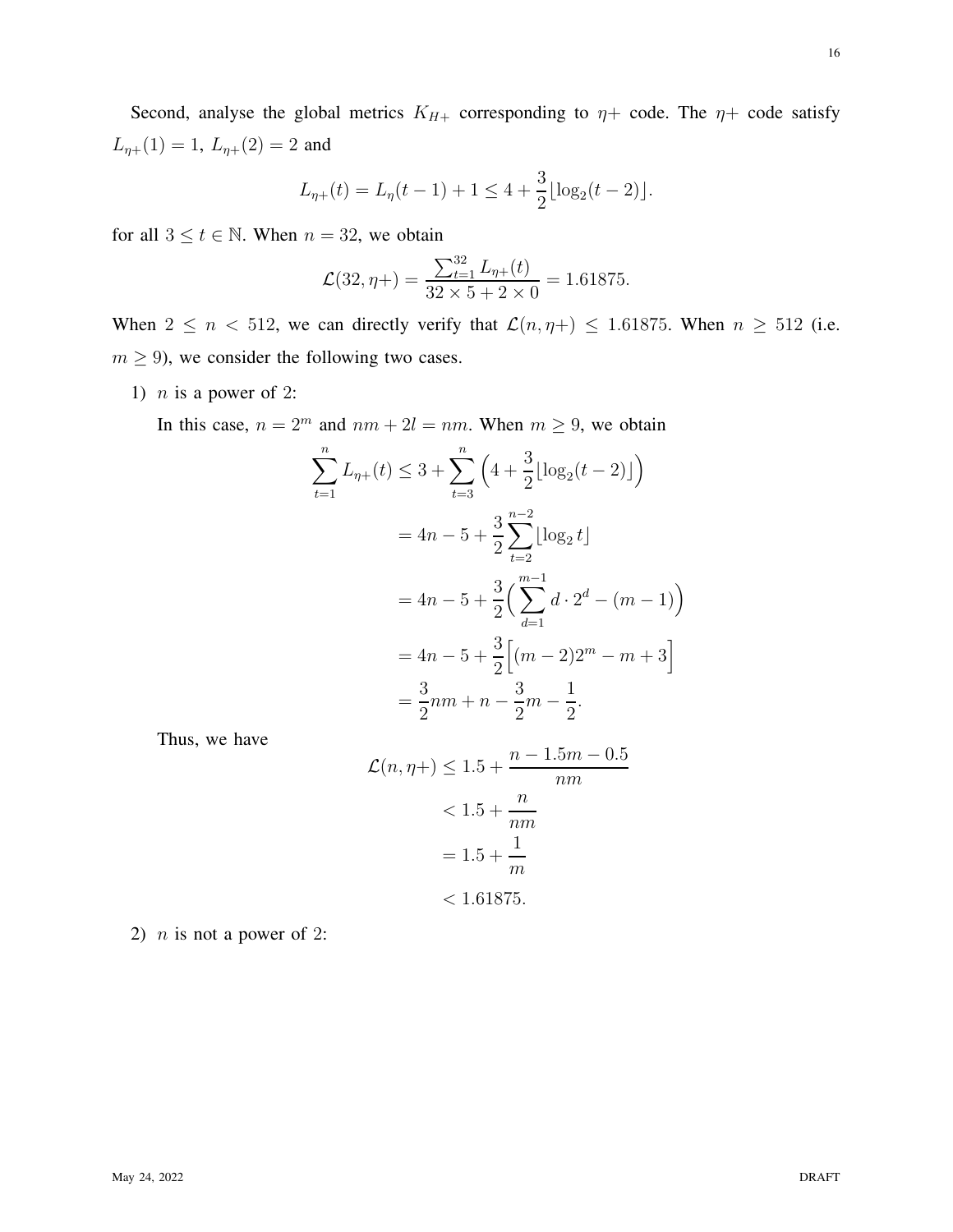Second, analyse the global metrics $K_{H+}$ corresponding to $\eta+$ code. The $\eta+$ code satisfy $L_{\eta+}(1) = 1$, $L_{\eta+}(2) = 2$ and

$$L_{\eta+}(t) = L_{\eta}(t-1) + 1 \leq 4 + \frac{3}{2}\lfloor \log_2(t-2) \rfloor.$$

for all $3 \leq t \in \mathbb{N}$. When $n = 32$, we obtain

$$\mathcal{L}(32, \eta+) = \frac{\sum_{t=1}^{32} L_{\eta+}(t)}{32 \times 5 + 2 \times 0} = 1.61875.$$

When $2 \leq n < 512$, we can directly verify that $\mathcal{L}(n, \eta+) \leq 1.61875$. When $n \geq 512$ (i.e. $m \geq 9$), we consider the following two cases.

1) $n$ is a power of 2:

In this case, $n = 2^m$ and $nm + 2l = nm$. When $m \geq 9$, we obtain

$$\begin{aligned}
\sum_{t=1}^{n} L_{\eta+}(t) &\leq 3 + \sum_{t=3}^{n} \left(4 + \frac{3}{2}\lfloor \log_2(t-2) \rfloor\right) \\
&= 4n - 5 + \frac{3}{2}\sum_{t=2}^{n-2} \lfloor \log_2 t \rfloor \\
&= 4n - 5 + \frac{3}{2}\Big(\sum_{d=1}^{m-1} d \cdot 2^d - (m-1)\Big) \\
&= 4n - 5 + \frac{3}{2}\Big[(m-2)2^m - m + 3\Big] \\
&= \frac{3}{2}nm + n - \frac{3}{2}m - \frac{1}{2}.
\end{aligned}$$

Thus, we have

$$\begin{aligned}
\mathcal{L}(n, \eta+) &\leq 1.5 + \frac{n - 1.5m - 0.5}{nm} \\
&< 1.5 + \frac{n}{nm} \\
&= 1.5 + \frac{1}{m} \\
&< 1.61875.
\end{aligned}$$

2) $n$ is not a power of 2: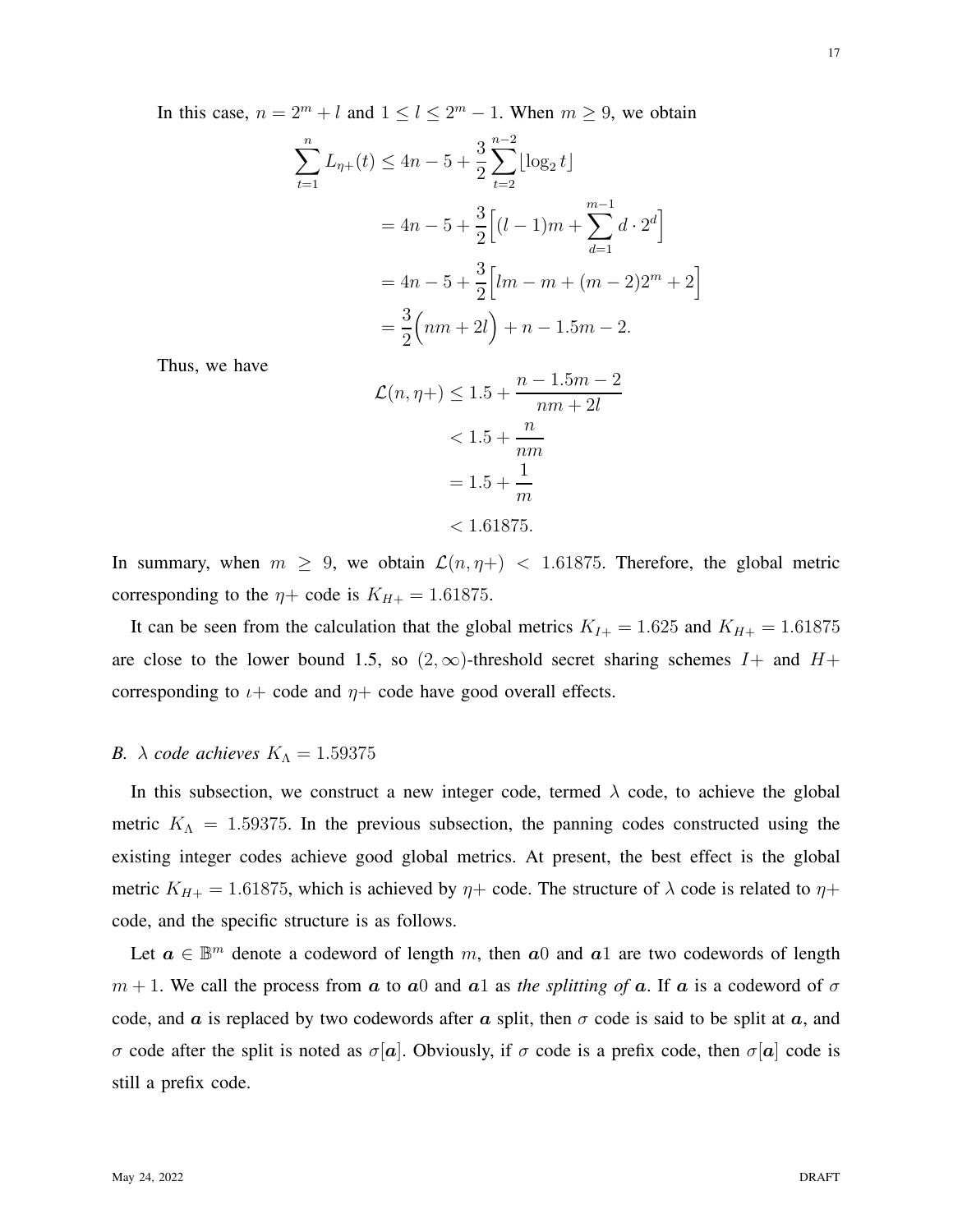In this case, $n = 2^m + l$ and $1 \le l \le 2^m - 1$. When $m \ge 9$, we obtain

$$
\begin{aligned}
\sum_{t=1}^{n} L_{\eta+}(t) &\le 4n - 5 + \frac{3}{2}\sum_{t=2}^{n-2} \lfloor \log_2 t \rfloor \\
&= 4n - 5 + \frac{3}{2}\Big[(l-1)m + \sum_{d=1}^{m-1} d \cdot 2^d\Big] \\
&= 4n - 5 + \frac{3}{2}\Big[lm - m + (m-2)2^m + 2\Big] \\
&= \frac{3}{2}\Big(nm + 2l\Big) + n - 1.5m - 2.
\end{aligned}
$$

Thus, we have

$$
\begin{aligned}
\mathcal{L}(n, \eta+) &\le 1.5 + \frac{n - 1.5m - 2}{nm + 2l} \\
&< 1.5 + \frac{n}{nm} \\
&= 1.5 + \frac{1}{m} \\
&< 1.61875.
\end{aligned}
$$

In summary, when $m \ge 9$, we obtain $\mathcal{L}(n, \eta+) < 1.61875$. Therefore, the global metric corresponding to the $\eta+$ code is $K_{H+} = 1.61875$.

It can be seen from the calculation that the global metrics $K_{I+} = 1.625$ and $K_{H+} = 1.61875$ are close to the lower bound 1.5, so $(2, \infty)$-threshold secret sharing schemes $I+$ and $H+$ corresponding to $\iota+$ code and $\eta+$ code have good overall effects.

### *B. $\lambda$ code achieves $K_\Lambda = 1.59375$*

In this subsection, we construct a new integer code, termed $\lambda$ code, to achieve the global metric $K_\Lambda = 1.59375$. In the previous subsection, the panning codes constructed using the existing integer codes achieve good global metrics. At present, the best effect is the global metric $K_{H+} = 1.61875$, which is achieved by $\eta+$ code. The structure of $\lambda$ code is related to $\eta+$ code, and the specific structure is as follows.

Let $\boldsymbol{a} \in \mathbb{B}^m$ denote a codeword of length $m$, then $\boldsymbol{a}0$ and $\boldsymbol{a}1$ are two codewords of length $m+1$. We call the process from $\boldsymbol{a}$ to $\boldsymbol{a}0$ and $\boldsymbol{a}1$ as *the splitting of* $\boldsymbol{a}$. If $\boldsymbol{a}$ is a codeword of $\sigma$ code, and $\boldsymbol{a}$ is replaced by two codewords after $\boldsymbol{a}$ split, then $\sigma$ code is said to be split at $\boldsymbol{a}$, and $\sigma$ code after the split is noted as $\sigma[\boldsymbol{a}]$. Obviously, if $\sigma$ code is a prefix code, then $\sigma[\boldsymbol{a}]$ code is still a prefix code.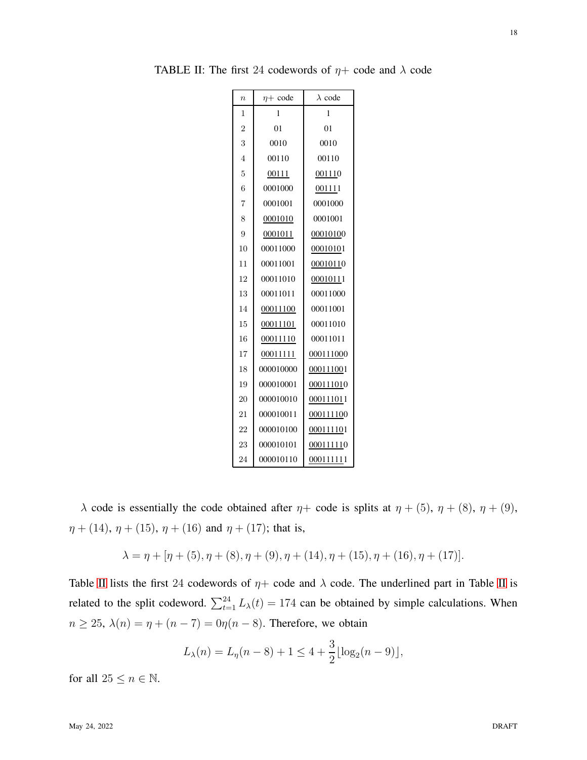TABLE II: The first 24 codewords of $\eta+$ code and $\lambda$ code

| $n$ | $\eta+$ code | $\lambda$ code |
|---|---|---|
| 1 | 1 | 1 |
| 2 | 01 | 01 |
| 3 | 0010 | 0010 |
| 4 | 00110 | 00110 |
| 5 | 00111 | 001110 |
| 6 | 0001000 | 001111 |
| 7 | 0001001 | 0001000 |
| 8 | 0001010 | 0001001 |
| 9 | 0001011 | 00010100 |
| 10 | 00011000 | 00010101 |
| 11 | 00011001 | 00010110 |
| 12 | 00011010 | 00010111 |
| 13 | 00011011 | 00011000 |
| 14 | 00011100 | 00011001 |
| 15 | 00011101 | 00011010 |
| 16 | 00011110 | 00011011 |
| 17 | 00011111 | 000111000 |
| 18 | 000010000 | 000111001 |
| 19 | 000010001 | 000111010 |
| 20 | 000010010 | 000111011 |
| 21 | 000010011 | 000111100 |
| 22 | 000010100 | 000111101 |
| 23 | 000010101 | 000111110 |
| 24 | 000010110 | 000111111 |

$\lambda$ code is essentially the code obtained after $\eta+$ code is splits at $\eta+(5)$, $\eta+(8)$, $\eta+(9)$, $\eta+(14)$, $\eta+(15)$, $\eta+(16)$ and $\eta+(17)$; that is,

$$\lambda = \eta+[\eta+(5), \eta+(8), \eta+(9), \eta+(14), \eta+(15), \eta+(16), \eta+(17)].$$

Table II lists the first 24 codewords of $\eta+$ code and $\lambda$ code. The underlined part in Table II is related to the split codeword. $\sum_{t=1}^{24} L_\lambda(t) = 174$ can be obtained by simple calculations. When $n \geq 25$, $\lambda(n) = \eta+(n-7) = 0\eta(n-8)$. Therefore, we obtain

$$L_\lambda(n) = L_\eta(n-8) + 1 \leq 4 + \frac{3}{2}\lfloor \log_2(n-9) \rfloor,$$

for all $25 \leq n \in \mathbb{N}$.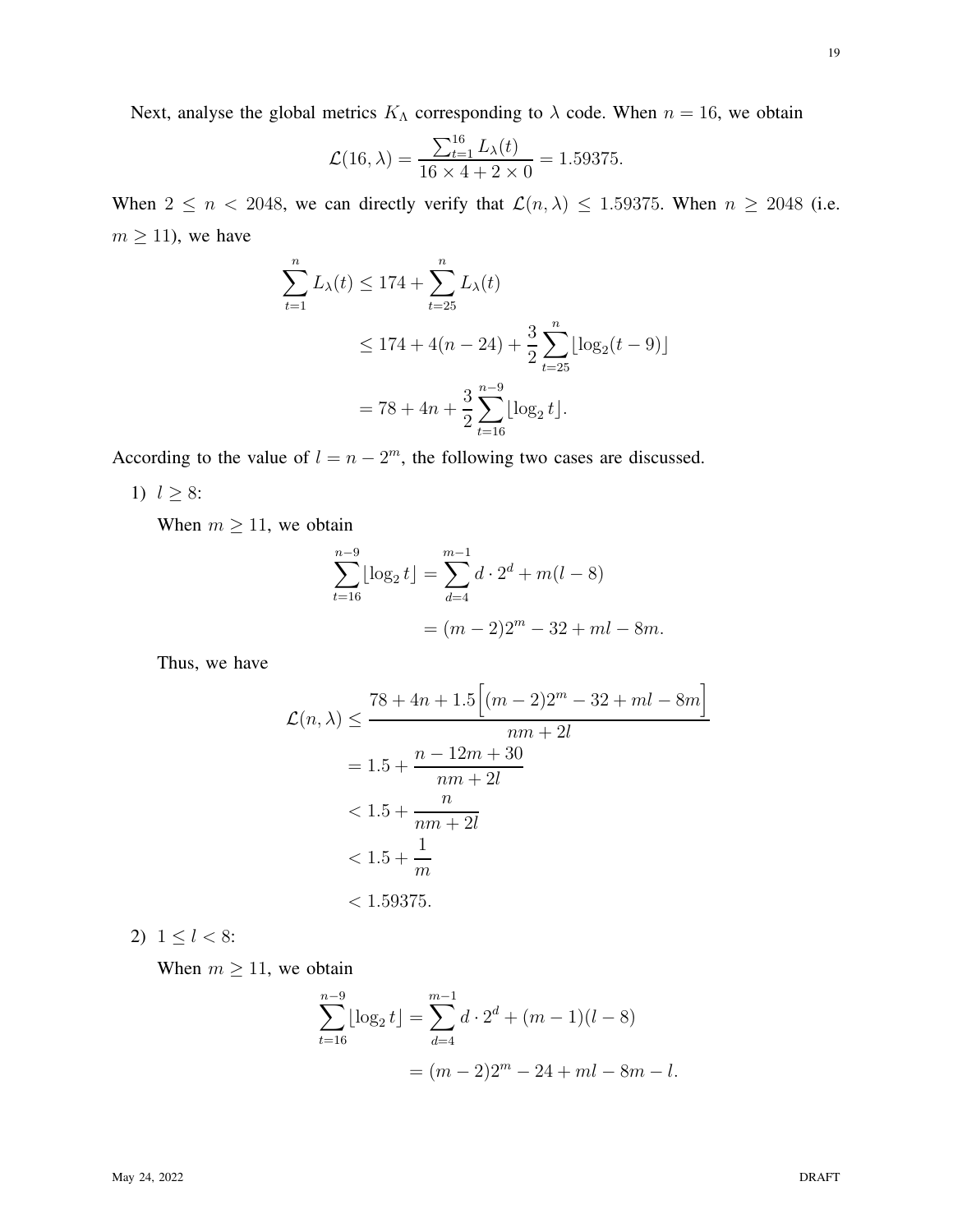Next, analyse the global metrics $K_\Lambda$ corresponding to $\lambda$ code. When $n = 16$, we obtain

$$\mathcal{L}(16, \lambda) = \frac{\sum_{t=1}^{16} L_\lambda(t)}{16 \times 4 + 2 \times 0} = 1.59375.$$

When $2 \leq n < 2048$, we can directly verify that $\mathcal{L}(n, \lambda) \leq 1.59375$. When $n \geq 2048$ (i.e. $m \geq 11$), we have

$$\begin{aligned}
\sum_{t=1}^{n} L_\lambda(t) &\leq 174 + \sum_{t=25}^{n} L_\lambda(t) \\
&\leq 174 + 4(n - 24) + \frac{3}{2} \sum_{t=25}^{n} \lfloor \log_2 (t - 9) \rfloor \\
&= 78 + 4n + \frac{3}{2} \sum_{t=16}^{n-9} \lfloor \log_2 t \rfloor.
\end{aligned}$$

According to the value of $l = n - 2^m$, the following two cases are discussed.

1) $l \geq 8$:

When $m \geq 11$, we obtain

$$\begin{aligned}
\sum_{t=16}^{n-9} \lfloor \log_2 t \rfloor &= \sum_{d=4}^{m-1} d \cdot 2^d + m(l - 8) \\
&= (m - 2)2^m - 32 + ml - 8m.
\end{aligned}$$

Thus, we have

$$\begin{aligned}
\mathcal{L}(n, \lambda) &\leq \frac{78 + 4n + 1.5\Big[(m - 2)2^m - 32 + ml - 8m\Big]}{nm + 2l} \\
&= 1.5 + \frac{n - 12m + 30}{nm + 2l} \\
&< 1.5 + \frac{n}{nm + 2l} \\
&< 1.5 + \frac{1}{m} \\
&< 1.59375.
\end{aligned}$$

2) $1 \leq l < 8$:

When $m \geq 11$, we obtain

$$\begin{aligned}
\sum_{t=16}^{n-9} \lfloor \log_2 t \rfloor &= \sum_{d=4}^{m-1} d \cdot 2^d + (m - 1)(l - 8) \\
&= (m - 2)2^m - 24 + ml - 8m - l.
\end{aligned}$$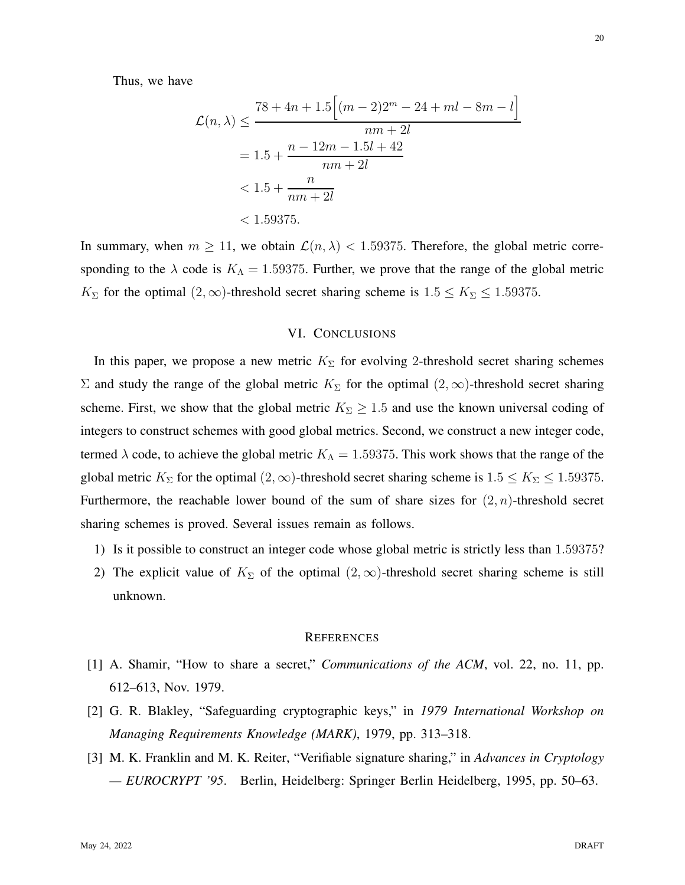Thus, we have

$$
\begin{aligned}
\mathcal{L}(n, \lambda) &\leq \frac{78 + 4n + 1.5\Big[(m-2)2^m - 24 + ml - 8m - l\Big]}{nm + 2l} \\
&= 1.5 + \frac{n - 12m - 1.5l + 42}{nm + 2l} \\
&< 1.5 + \frac{n}{nm + 2l} \\
&< 1.59375.
\end{aligned}
$$

In summary, when $m \geq 11$, we obtain $\mathcal{L}(n, \lambda) < 1.59375$. Therefore, the global metric corresponding to the $\lambda$ code is $K_\Lambda = 1.59375$. Further, we prove that the range of the global metric $K_\Sigma$ for the optimal $(2, \infty)$-threshold secret sharing scheme is $1.5 \leq K_\Sigma \leq 1.59375$.

## VI. Conclusions

In this paper, we propose a new metric $K_\Sigma$ for evolving 2-threshold secret sharing schemes $\Sigma$ and study the range of the global metric $K_\Sigma$ for the optimal $(2, \infty)$-threshold secret sharing scheme. First, we show that the global metric $K_\Sigma \geq 1.5$ and use the known universal coding of integers to construct schemes with good global metrics. Second, we construct a new integer code, termed $\lambda$ code, to achieve the global metric $K_\Lambda = 1.59375$. This work shows that the range of the global metric $K_\Sigma$ for the optimal $(2, \infty)$-threshold secret sharing scheme is $1.5 \leq K_\Sigma \leq 1.59375$. Furthermore, the reachable lower bound of the sum of share sizes for $(2, n)$-threshold secret sharing schemes is proved. Several issues remain as follows.

1) Is it possible to construct an integer code whose global metric is strictly less than $1.59375$?
2) The explicit value of $K_\Sigma$ of the optimal $(2, \infty)$-threshold secret sharing scheme is still unknown.

## References

[1] A. Shamir, "How to share a secret," *Communications of the ACM*, vol. 22, no. 11, pp. 612–613, Nov. 1979.

[2] G. R. Blakley, "Safeguarding cryptographic keys," in *1979 International Workshop on Managing Requirements Knowledge (MARK)*, 1979, pp. 313–318.

[3] M. K. Franklin and M. K. Reiter, "Verifiable signature sharing," in *Advances in Cryptology — EUROCRYPT '95*. Berlin, Heidelberg: Springer Berlin Heidelberg, 1995, pp. 50–63.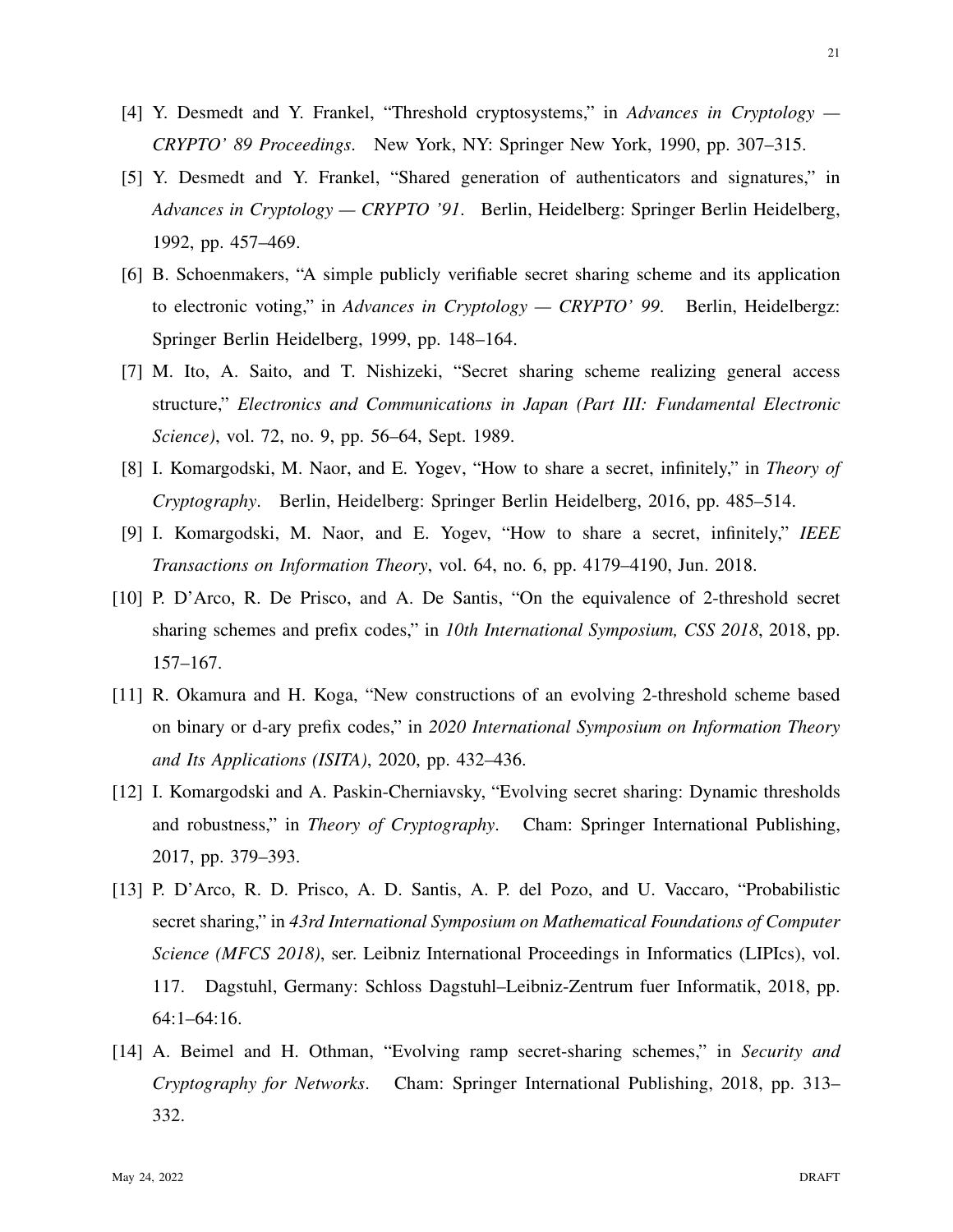[4] Y. Desmedt and Y. Frankel, "Threshold cryptosystems," in *Advances in Cryptology — CRYPTO' 89 Proceedings*. New York, NY: Springer New York, 1990, pp. 307–315.

[5] Y. Desmedt and Y. Frankel, "Shared generation of authenticators and signatures," in *Advances in Cryptology — CRYPTO '91*. Berlin, Heidelberg: Springer Berlin Heidelberg, 1992, pp. 457–469.

[6] B. Schoenmakers, "A simple publicly verifiable secret sharing scheme and its application to electronic voting," in *Advances in Cryptology — CRYPTO' 99*. Berlin, Heidelbergz: Springer Berlin Heidelberg, 1999, pp. 148–164.

[7] M. Ito, A. Saito, and T. Nishizeki, "Secret sharing scheme realizing general access structure," *Electronics and Communications in Japan (Part III: Fundamental Electronic Science)*, vol. 72, no. 9, pp. 56–64, Sept. 1989.

[8] I. Komargodski, M. Naor, and E. Yogev, "How to share a secret, infinitely," in *Theory of Cryptography*. Berlin, Heidelberg: Springer Berlin Heidelberg, 2016, pp. 485–514.

[9] I. Komargodski, M. Naor, and E. Yogev, "How to share a secret, infinitely," *IEEE Transactions on Information Theory*, vol. 64, no. 6, pp. 4179–4190, Jun. 2018.

[10] P. D'Arco, R. De Prisco, and A. De Santis, "On the equivalence of 2-threshold secret sharing schemes and prefix codes," in *10th International Symposium, CSS 2018*, 2018, pp. 157–167.

[11] R. Okamura and H. Koga, "New constructions of an evolving 2-threshold scheme based on binary or d-ary prefix codes," in *2020 International Symposium on Information Theory and Its Applications (ISITA)*, 2020, pp. 432–436.

[12] I. Komargodski and A. Paskin-Cherniavsky, "Evolving secret sharing: Dynamic thresholds and robustness," in *Theory of Cryptography*. Cham: Springer International Publishing, 2017, pp. 379–393.

[13] P. D'Arco, R. D. Prisco, A. D. Santis, A. P. del Pozo, and U. Vaccaro, "Probabilistic secret sharing," in *43rd International Symposium on Mathematical Foundations of Computer Science (MFCS 2018)*, ser. Leibniz International Proceedings in Informatics (LIPIcs), vol. 117. Dagstuhl, Germany: Schloss Dagstuhl–Leibniz-Zentrum fuer Informatik, 2018, pp. 64:1–64:16.

[14] A. Beimel and H. Othman, "Evolving ramp secret-sharing schemes," in *Security and Cryptography for Networks*. Cham: Springer International Publishing, 2018, pp. 313–332.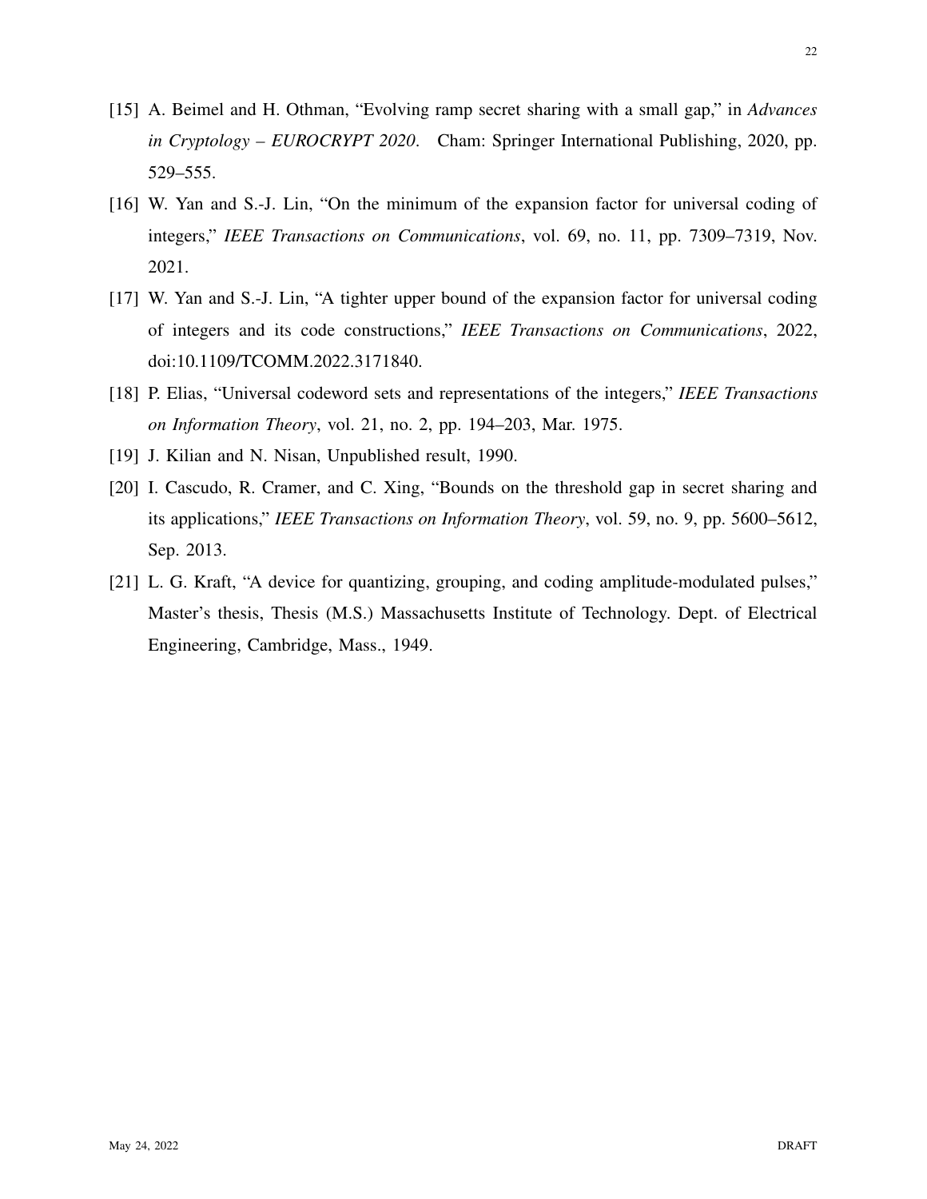[15] A. Beimel and H. Othman, "Evolving ramp secret sharing with a small gap," in *Advances in Cryptology – EUROCRYPT 2020*. Cham: Springer International Publishing, 2020, pp. 529–555.

[16] W. Yan and S.-J. Lin, "On the minimum of the expansion factor for universal coding of integers," *IEEE Transactions on Communications*, vol. 69, no. 11, pp. 7309–7319, Nov. 2021.

[17] W. Yan and S.-J. Lin, "A tighter upper bound of the expansion factor for universal coding of integers and its code constructions," *IEEE Transactions on Communications*, 2022, doi:10.1109/TCOMM.2022.3171840.

[18] P. Elias, "Universal codeword sets and representations of the integers," *IEEE Transactions on Information Theory*, vol. 21, no. 2, pp. 194–203, Mar. 1975.

[19] J. Kilian and N. Nisan, Unpublished result, 1990.

[20] I. Cascudo, R. Cramer, and C. Xing, "Bounds on the threshold gap in secret sharing and its applications," *IEEE Transactions on Information Theory*, vol. 59, no. 9, pp. 5600–5612, Sep. 2013.

[21] L. G. Kraft, "A device for quantizing, grouping, and coding amplitude-modulated pulses," Master's thesis, Thesis (M.S.) Massachusetts Institute of Technology. Dept. of Electrical Engineering, Cambridge, Mass., 1949.